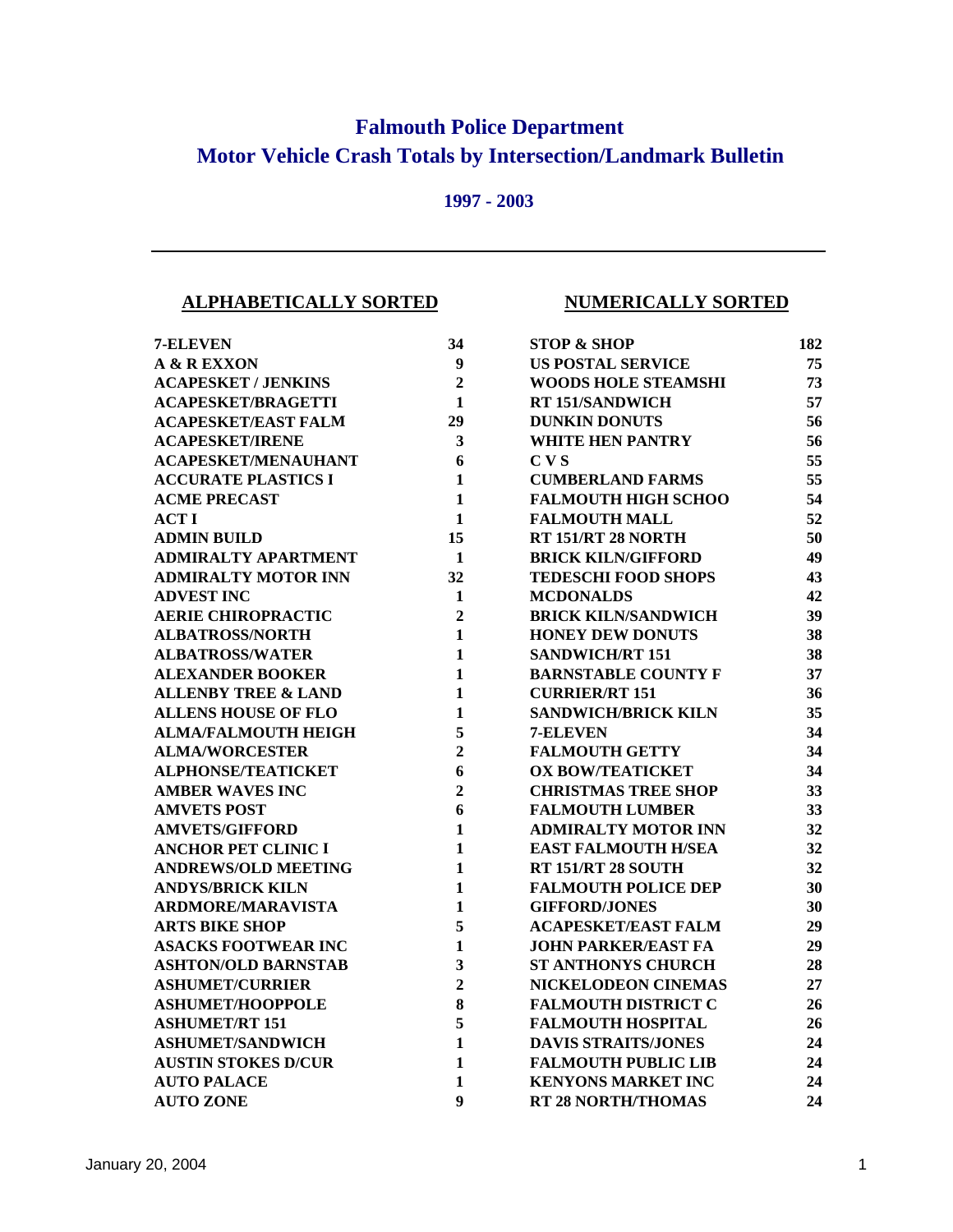# Falmouth Police Department
# Motor Vehicle Crash Totals by Intersection/Landmark Bulletin

### 1997 - 2003

---

## ALPHABETICALLY SORTED

| Location | Total |
|---|---|
| 7-ELEVEN | 34 |
| A & R EXXON | 9 |
| ACAPESKET / JENKINS | 2 |
| ACAPESKET/BRAGETTI | 1 |
| ACAPESKET/EAST FALM | 29 |
| ACAPESKET/IRENE | 3 |
| ACAPESKET/MENAUHANT | 6 |
| ACCURATE PLASTICS I | 1 |
| ACME PRECAST | 1 |
| ACT I | 1 |
| ADMIN BUILD | 15 |
| ADMIRALTY APARTMENT | 1 |
| ADMIRALTY MOTOR INN | 32 |
| ADVEST INC | 1 |
| AERIE CHIROPRACTIC | 2 |
| ALBATROSS/NORTH | 1 |
| ALBATROSS/WATER | 1 |
| ALEXANDER BOOKER | 1 |
| ALLENBY TREE & LAND | 1 |
| ALLENS HOUSE OF FLO | 1 |
| ALMA/FALMOUTH HEIGH | 5 |
| ALMA/WORCESTER | 2 |
| ALPHONSE/TEATICKET | 6 |
| AMBER WAVES INC | 2 |
| AMVETS POST | 6 |
| AMVETS/GIFFORD | 1 |
| ANCHOR PET CLINIC I | 1 |
| ANDREWS/OLD MEETING | 1 |
| ANDYS/BRICK KILN | 1 |
| ARDMORE/MARAVISTA | 1 |
| ARTS BIKE SHOP | 5 |
| ASACKS FOOTWEAR INC | 1 |
| ASHTON/OLD BARNSTAB | 3 |
| ASHUMET/CURRIER | 2 |
| ASHUMET/HOOPPOLE | 8 |
| ASHUMET/RT 151 | 5 |
| ASHUMET/SANDWICH | 1 |
| AUSTIN STOKES D/CUR | 1 |
| AUTO PALACE | 1 |
| AUTO ZONE | 9 |

## NUMERICALLY SORTED

| Location | Total |
|---|---|
| STOP & SHOP | 182 |
| US POSTAL SERVICE | 75 |
| WOODS HOLE STEAMSHI | 73 |
| RT 151/SANDWICH | 57 |
| DUNKIN DONUTS | 56 |
| WHITE HEN PANTRY | 56 |
| C V S | 55 |
| CUMBERLAND FARMS | 55 |
| FALMOUTH HIGH SCHOO | 54 |
| FALMOUTH MALL | 52 |
| RT 151/RT 28 NORTH | 50 |
| BRICK KILN/GIFFORD | 49 |
| TEDESCHI FOOD SHOPS | 43 |
| MCDONALDS | 42 |
| BRICK KILN/SANDWICH | 39 |
| HONEY DEW DONUTS | 38 |
| SANDWICH/RT 151 | 38 |
| BARNSTABLE COUNTY F | 37 |
| CURRIER/RT 151 | 36 |
| SANDWICH/BRICK KILN | 35 |
| 7-ELEVEN | 34 |
| FALMOUTH GETTY | 34 |
| OX BOW/TEATICKET | 34 |
| CHRISTMAS TREE SHOP | 33 |
| FALMOUTH LUMBER | 33 |
| ADMIRALTY MOTOR INN | 32 |
| EAST FALMOUTH H/SEA | 32 |
| RT 151/RT 28 SOUTH | 32 |
| FALMOUTH POLICE DEP | 30 |
| GIFFORD/JONES | 30 |
| ACAPESKET/EAST FALM | 29 |
| JOHN PARKER/EAST FA | 29 |
| ST ANTHONYS CHURCH | 28 |
| NICKELODEON CINEMAS | 27 |
| FALMOUTH DISTRICT C | 26 |
| FALMOUTH HOSPITAL | 26 |
| DAVIS STRAITS/JONES | 24 |
| FALMOUTH PUBLIC LIB | 24 |
| KENYONS MARKET INC | 24 |
| RT 28 NORTH/THOMAS | 24 |

January 20, 2004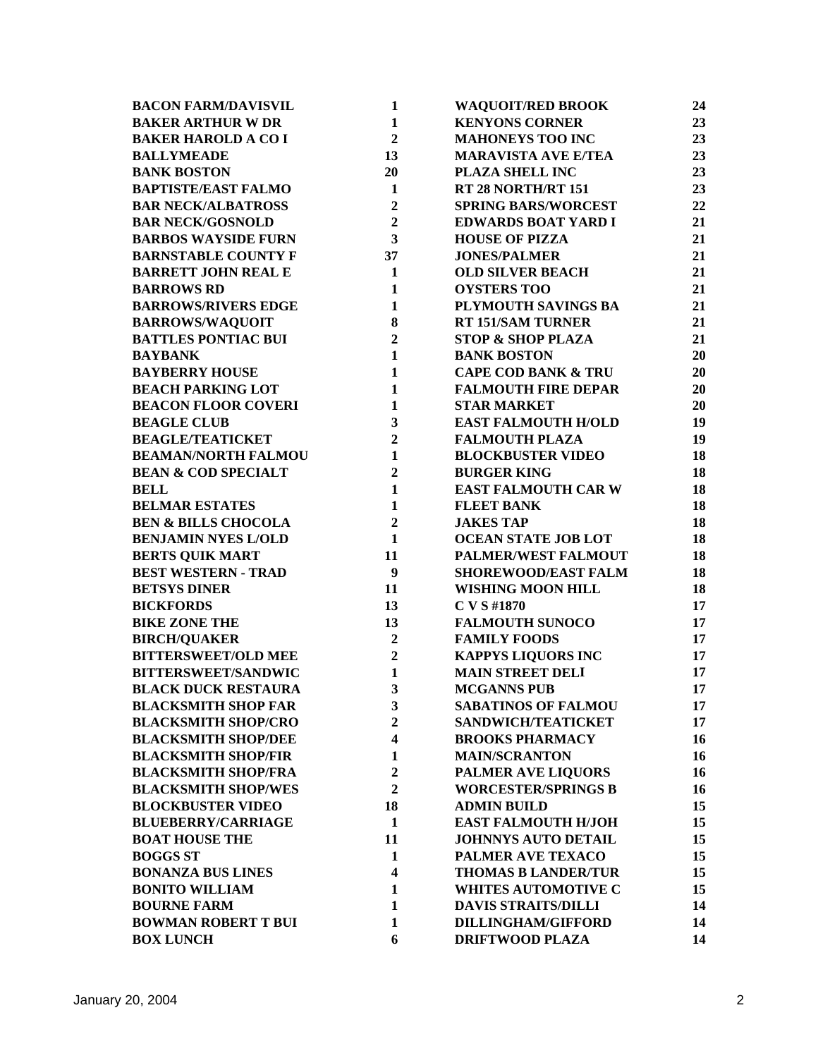| | |
|---|---|
| BACON FARM/DAVISVIL | 1 |
| BAKER ARTHUR W DR | 1 |
| BAKER HAROLD A CO I | 2 |
| BALLYMEADE | 13 |
| BANK BOSTON | 20 |
| BAPTISTE/EAST FALMO | 1 |
| BAR NECK/ALBATROSS | 2 |
| BAR NECK/GOSNOLD | 2 |
| BARBOS WAYSIDE FURN | 3 |
| BARNSTABLE COUNTY F | 37 |
| BARRETT JOHN REAL E | 1 |
| BARROWS RD | 1 |
| BARROWS/RIVERS EDGE | 1 |
| BARROWS/WAQUOIT | 8 |
| BATTLES PONTIAC BUI | 2 |
| BAYBANK | 1 |
| BAYBERRY HOUSE | 1 |
| BEACH PARKING LOT | 1 |
| BEACON FLOOR COVERI | 1 |
| BEAGLE CLUB | 3 |
| BEAGLE/TEATICKET | 2 |
| BEAMAN/NORTH FALMOU | 1 |
| BEAN & COD SPECIALT | 2 |
| BELL | 1 |
| BELMAR ESTATES | 1 |
| BEN & BILLS CHOCOLA | 2 |
| BENJAMIN NYES L/OLD | 1 |
| BERTS QUIK MART | 11 |
| BEST WESTERN - TRAD | 9 |
| BETSYS DINER | 11 |
| BICKFORDS | 13 |
| BIKE ZONE THE | 13 |
| BIRCH/QUAKER | 2 |
| BITTERSWEET/OLD MEE | 2 |
| BITTERSWEET/SANDWIC | 1 |
| BLACK DUCK RESTAURA | 3 |
| BLACKSMITH SHOP FAR | 3 |
| BLACKSMITH SHOP/CRO | 2 |
| BLACKSMITH SHOP/DEE | 4 |
| BLACKSMITH SHOP/FIR | 1 |
| BLACKSMITH SHOP/FRA | 2 |
| BLACKSMITH SHOP/WES | 2 |
| BLOCKBUSTER VIDEO | 18 |
| BLUEBERRY/CARRIAGE | 1 |
| BOAT HOUSE THE | 11 |
| BOGGS ST | 1 |
| BONANZA BUS LINES | 4 |
| BONITO WILLIAM | 1 |
| BOURNE FARM | 1 |
| BOWMAN ROBERT T BUI | 1 |
| BOX LUNCH | 6 |
| WAQUOIT/RED BROOK | 24 |
| KENYONS CORNER | 23 |
| MAHONEYS TOO INC | 23 |
| MARAVISTA AVE E/TEA | 23 |
| PLAZA SHELL INC | 23 |
| RT 28 NORTH/RT 151 | 23 |
| SPRING BARS/WORCEST | 22 |
| EDWARDS BOAT YARD I | 21 |
| HOUSE OF PIZZA | 21 |
| JONES/PALMER | 21 |
| OLD SILVER BEACH | 21 |
| OYSTERS TOO | 21 |
| PLYMOUTH SAVINGS BA | 21 |
| RT 151/SAM TURNER | 21 |
| STOP & SHOP PLAZA | 21 |
| BANK BOSTON | 20 |
| CAPE COD BANK & TRU | 20 |
| FALMOUTH FIRE DEPAR | 20 |
| STAR MARKET | 20 |
| EAST FALMOUTH H/OLD | 19 |
| FALMOUTH PLAZA | 19 |
| BLOCKBUSTER VIDEO | 18 |
| BURGER KING | 18 |
| EAST FALMOUTH CAR W | 18 |
| FLEET BANK | 18 |
| JAKES TAP | 18 |
| OCEAN STATE JOB LOT | 18 |
| PALMER/WEST FALMOUT | 18 |
| SHOREWOOD/EAST FALM | 18 |
| WISHING MOON HILL | 18 |
| C V S #1870 | 17 |
| FALMOUTH SUNOCO | 17 |
| FAMILY FOODS | 17 |
| KAPPYS LIQUORS INC | 17 |
| MAIN STREET DELI | 17 |
| MCGANNS PUB | 17 |
| SABATINOS OF FALMOU | 17 |
| SANDWICH/TEATICKET | 17 |
| BROOKS PHARMACY | 16 |
| MAIN/SCRANTON | 16 |
| PALMER AVE LIQUORS | 16 |
| WORCESTER/SPRINGS B | 16 |
| ADMIN BUILD | 15 |
| EAST FALMOUTH H/JOH | 15 |
| JOHNNYS AUTO DETAIL | 15 |
| PALMER AVE TEXACO | 15 |
| THOMAS B LANDER/TUR | 15 |
| WHITES AUTOMOTIVE C | 15 |
| DAVIS STRAITS/DILLI | 14 |
| DILLINGHAM/GIFFORD | 14 |
| DRIFTWOOD PLAZA | 14 |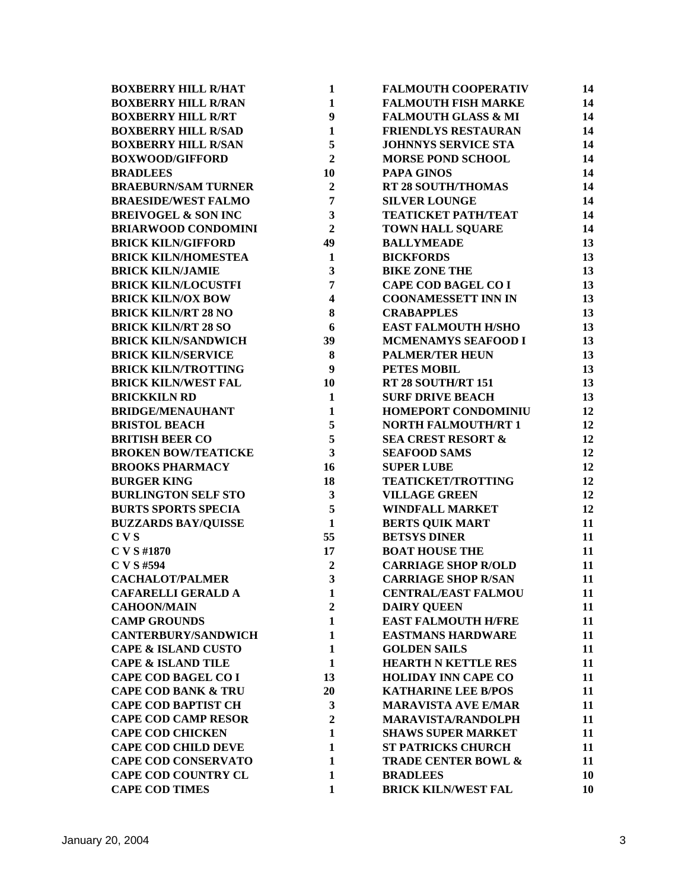| | |
|---|---|
| BOXBERRY HILL R/HAT | 1 |
| BOXBERRY HILL R/RAN | 1 |
| BOXBERRY HILL R/RT | 9 |
| BOXBERRY HILL R/SAD | 1 |
| BOXBERRY HILL R/SAN | 5 |
| BOXWOOD/GIFFORD | 2 |
| BRADLEES | 10 |
| BRAEBURN/SAM TURNER | 2 |
| BRAESIDE/WEST FALMO | 7 |
| BREIVOGEL & SON INC | 3 |
| BRIARWOOD CONDOMINI | 2 |
| BRICK KILN/GIFFORD | 49 |
| BRICK KILN/HOMESTEA | 1 |
| BRICK KILN/JAMIE | 3 |
| BRICK KILN/LOCUSTFI | 7 |
| BRICK KILN/OX BOW | 4 |
| BRICK KILN/RT 28 NO | 8 |
| BRICK KILN/RT 28 SO | 6 |
| BRICK KILN/SANDWICH | 39 |
| BRICK KILN/SERVICE | 8 |
| BRICK KILN/TROTTING | 9 |
| BRICK KILN/WEST FAL | 10 |
| BRICKKILN RD | 1 |
| BRIDGE/MENAUHANT | 1 |
| BRISTOL BEACH | 5 |
| BRITISH BEER CO | 5 |
| BROKEN BOW/TEATICKE | 3 |
| BROOKS PHARMACY | 16 |
| BURGER KING | 18 |
| BURLINGTON SELF STO | 3 |
| BURTS SPORTS SPECIA | 5 |
| BUZZARDS BAY/QUISSE | 1 |
| C V S | 55 |
| C V S #1870 | 17 |
| C V S #594 | 2 |
| CACHALOT/PALMER | 3 |
| CAFARELLI GERALD A | 1 |
| CAHOON/MAIN | 2 |
| CAMP GROUNDS | 1 |
| CANTERBURY/SANDWICH | 1 |
| CAPE & ISLAND CUSTO | 1 |
| CAPE & ISLAND TILE | 1 |
| CAPE COD BAGEL CO I | 13 |
| CAPE COD BANK & TRU | 20 |
| CAPE COD BAPTIST CH | 3 |
| CAPE COD CAMP RESOR | 2 |
| CAPE COD CHICKEN | 1 |
| CAPE COD CHILD DEVE | 1 |
| CAPE COD CONSERVATO | 1 |
| CAPE COD COUNTRY CL | 1 |
| CAPE COD TIMES | 1 |

| | |
|---|---|
| FALMOUTH COOPERATIV | 14 |
| FALMOUTH FISH MARKE | 14 |
| FALMOUTH GLASS & MI | 14 |
| FRIENDLYS RESTAURAN | 14 |
| JOHNNYS SERVICE STA | 14 |
| MORSE POND SCHOOL | 14 |
| PAPA GINOS | 14 |
| RT 28 SOUTH/THOMAS | 14 |
| SILVER LOUNGE | 14 |
| TEATICKET PATH/TEAT | 14 |
| TOWN HALL SQUARE | 14 |
| BALLYMEADE | 13 |
| BICKFORDS | 13 |
| BIKE ZONE THE | 13 |
| CAPE COD BAGEL CO I | 13 |
| COONAMESSETT INN IN | 13 |
| CRABAPPLES | 13 |
| EAST FALMOUTH H/SHO | 13 |
| MCMENAMYS SEAFOOD I | 13 |
| PALMER/TER HEUN | 13 |
| PETES MOBIL | 13 |
| RT 28 SOUTH/RT 151 | 13 |
| SURF DRIVE BEACH | 13 |
| HOMEPORT CONDOMINIU | 12 |
| NORTH FALMOUTH/RT 1 | 12 |
| SEA CREST RESORT & | 12 |
| SEAFOOD SAMS | 12 |
| SUPER LUBE | 12 |
| TEATICKET/TROTTING | 12 |
| VILLAGE GREEN | 12 |
| WINDFALL MARKET | 12 |
| BERTS QUIK MART | 11 |
| BETSYS DINER | 11 |
| BOAT HOUSE THE | 11 |
| CARRIAGE SHOP R/OLD | 11 |
| CARRIAGE SHOP R/SAN | 11 |
| CENTRAL/EAST FALMOU | 11 |
| DAIRY QUEEN | 11 |
| EAST FALMOUTH H/FRE | 11 |
| EASTMANS HARDWARE | 11 |
| GOLDEN SAILS | 11 |
| HEARTH N KETTLE RES | 11 |
| HOLIDAY INN CAPE CO | 11 |
| KATHARINE LEE B/POS | 11 |
| MARAVISTA AVE E/MAR | 11 |
| MARAVISTA/RANDOLPH | 11 |
| SHAWS SUPER MARKET | 11 |
| ST PATRICKS CHURCH | 11 |
| TRADE CENTER BOWL & | 11 |
| BRADLEES | 10 |
| BRICK KILN/WEST FAL | 10 |

January 20, 2004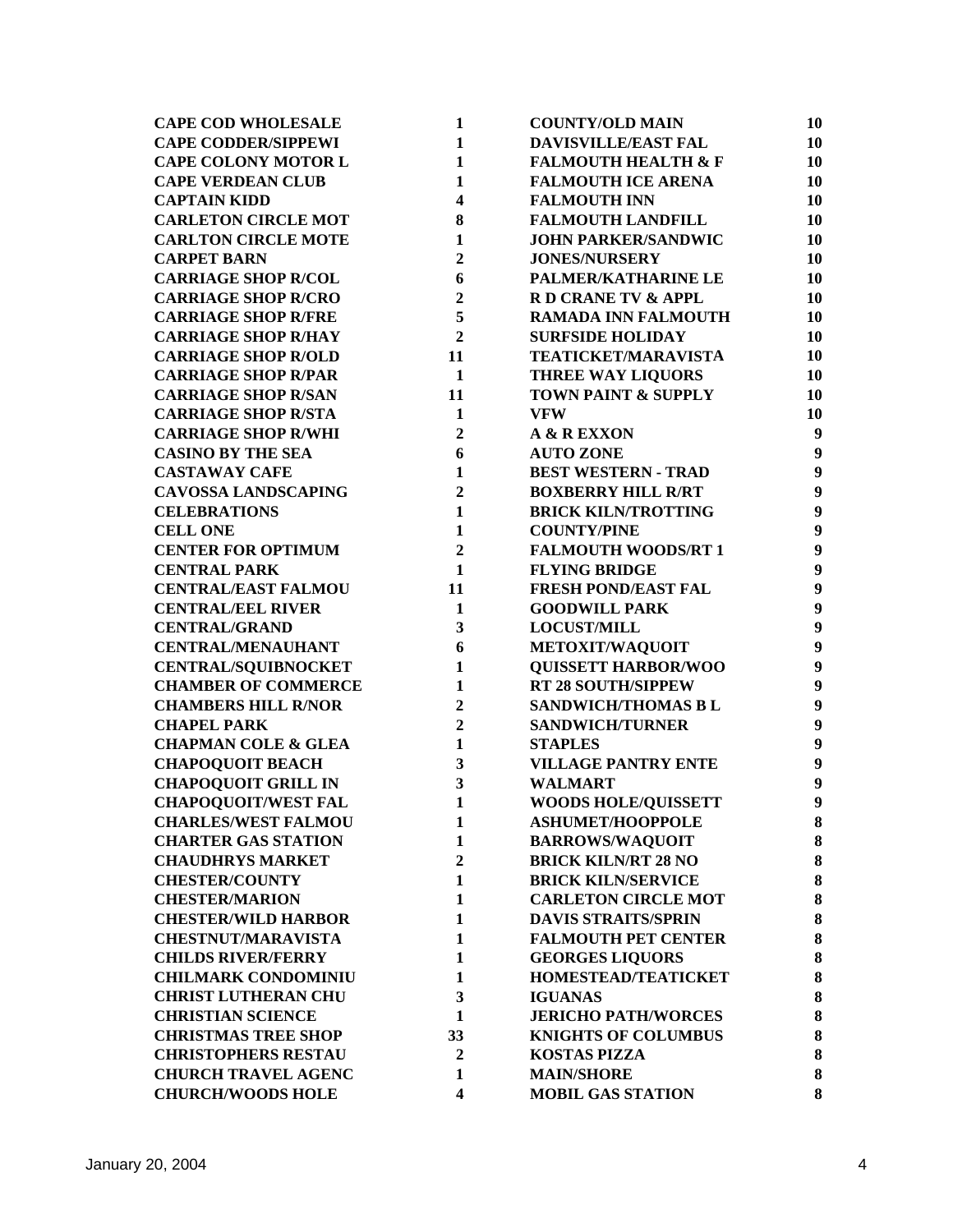| | |
|---|---|
| CAPE COD WHOLESALE | 1 |
| CAPE CODDER/SIPPEWI | 1 |
| CAPE COLONY MOTOR L | 1 |
| CAPE VERDEAN CLUB | 1 |
| CAPTAIN KIDD | 4 |
| CARLETON CIRCLE MOT | 8 |
| CARLTON CIRCLE MOTE | 1 |
| CARPET BARN | 2 |
| CARRIAGE SHOP R/COL | 6 |
| CARRIAGE SHOP R/CRO | 2 |
| CARRIAGE SHOP R/FRE | 5 |
| CARRIAGE SHOP R/HAY | 2 |
| CARRIAGE SHOP R/OLD | 11 |
| CARRIAGE SHOP R/PAR | 1 |
| CARRIAGE SHOP R/SAN | 11 |
| CARRIAGE SHOP R/STA | 1 |
| CARRIAGE SHOP R/WHI | 2 |
| CASINO BY THE SEA | 6 |
| CASTAWAY CAFE | 1 |
| CAVOSSA LANDSCAPING | 2 |
| CELEBRATIONS | 1 |
| CELL ONE | 1 |
| CENTER FOR OPTIMUM | 2 |
| CENTRAL PARK | 1 |
| CENTRAL/EAST FALMOU | 11 |
| CENTRAL/EEL RIVER | 1 |
| CENTRAL/GRAND | 3 |
| CENTRAL/MENAUHANT | 6 |
| CENTRAL/SQUIBNOCKET | 1 |
| CHAMBER OF COMMERCE | 1 |
| CHAMBERS HILL R/NOR | 2 |
| CHAPEL PARK | 2 |
| CHAPMAN COLE & GLEA | 1 |
| CHAPOQUOIT BEACH | 3 |
| CHAPOQUOIT GRILL IN | 3 |
| CHAPOQUOIT/WEST FAL | 1 |
| CHARLES/WEST FALMOU | 1 |
| CHARTER GAS STATION | 1 |
| CHAUDHRYS MARKET | 2 |
| CHESTER/COUNTY | 1 |
| CHESTER/MARION | 1 |
| CHESTER/WILD HARBOR | 1 |
| CHESTNUT/MARAVISTA | 1 |
| CHILDS RIVER/FERRY | 1 |
| CHILMARK CONDOMINIU | 1 |
| CHRIST LUTHERAN CHU | 3 |
| CHRISTIAN SCIENCE | 1 |
| CHRISTMAS TREE SHOP | 33 |
| CHRISTOPHERS RESTAU | 2 |
| CHURCH TRAVEL AGENC | 1 |
| CHURCH/WOODS HOLE | 4 |
| COUNTY/OLD MAIN | 10 |
| DAVISVILLE/EAST FAL | 10 |
| FALMOUTH HEALTH & F | 10 |
| FALMOUTH ICE ARENA | 10 |
| FALMOUTH INN | 10 |
| FALMOUTH LANDFILL | 10 |
| JOHN PARKER/SANDWIC | 10 |
| JONES/NURSERY | 10 |
| PALMER/KATHARINE LE | 10 |
| R D CRANE TV & APPL | 10 |
| RAMADA INN FALMOUTH | 10 |
| SURFSIDE HOLIDAY | 10 |
| TEATICKET/MARAVISTA | 10 |
| THREE WAY LIQUORS | 10 |
| TOWN PAINT & SUPPLY | 10 |
| VFW | 10 |
| A & R EXXON | 9 |
| AUTO ZONE | 9 |
| BEST WESTERN - TRAD | 9 |
| BOXBERRY HILL R/RT | 9 |
| BRICK KILN/TROTTING | 9 |
| COUNTY/PINE | 9 |
| FALMOUTH WOODS/RT 1 | 9 |
| FLYING BRIDGE | 9 |
| FRESH POND/EAST FAL | 9 |
| GOODWILL PARK | 9 |
| LOCUST/MILL | 9 |
| METOXIT/WAQUOIT | 9 |
| QUISSETT HARBOR/WOO | 9 |
| RT 28 SOUTH/SIPPEW | 9 |
| SANDWICH/THOMAS B L | 9 |
| SANDWICH/TURNER | 9 |
| STAPLES | 9 |
| VILLAGE PANTRY ENTE | 9 |
| WALMART | 9 |
| WOODS HOLE/QUISSETT | 9 |
| ASHUMET/HOOPPOLE | 8 |
| BARROWS/WAQUOIT | 8 |
| BRICK KILN/RT 28 NO | 8 |
| BRICK KILN/SERVICE | 8 |
| CARLETON CIRCLE MOT | 8 |
| DAVIS STRAITS/SPRIN | 8 |
| FALMOUTH PET CENTER | 8 |
| GEORGES LIQUORS | 8 |
| HOMESTEAD/TEATICKET | 8 |
| IGUANAS | 8 |
| JERICHO PATH/WORCES | 8 |
| KNIGHTS OF COLUMBUS | 8 |
| KOSTAS PIZZA | 8 |
| MAIN/SHORE | 8 |
| MOBIL GAS STATION | 8 |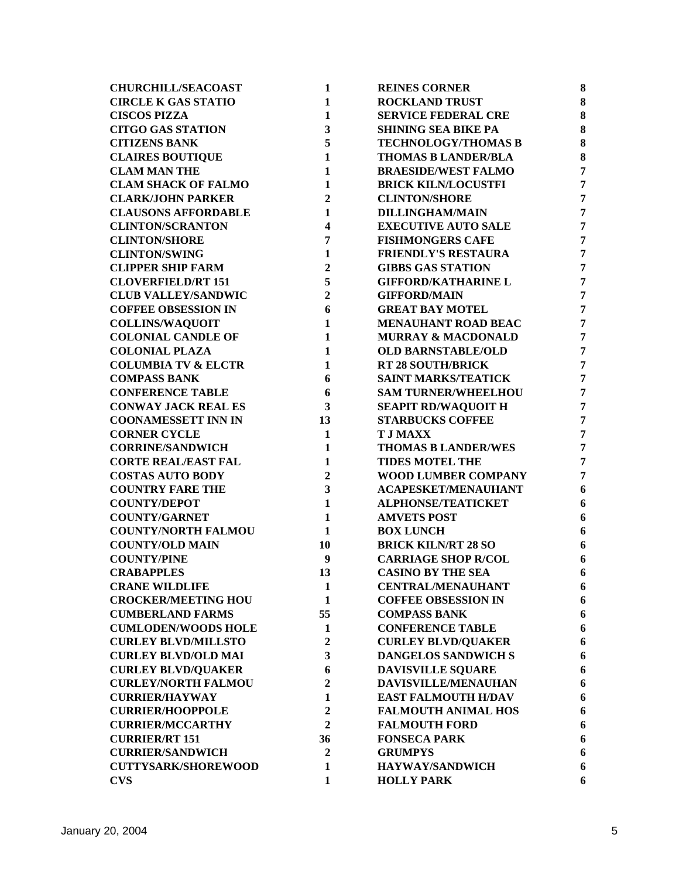| | |
|---|---|
| CHURCHILL/SEACOAST | 1 |
| CIRCLE K GAS STATIO | 1 |
| CISCOS PIZZA | 1 |
| CITGO GAS STATION | 3 |
| CITIZENS BANK | 5 |
| CLAIRES BOUTIQUE | 1 |
| CLAM MAN THE | 1 |
| CLAM SHACK OF FALMO | 1 |
| CLARK/JOHN PARKER | 2 |
| CLAUSONS AFFORDABLE | 1 |
| CLINTON/SCRANTON | 4 |
| CLINTON/SHORE | 7 |
| CLINTON/SWING | 1 |
| CLIPPER SHIP FARM | 2 |
| CLOVERFIELD/RT 151 | 5 |
| CLUB VALLEY/SANDWIC | 2 |
| COFFEE OBSESSION IN | 6 |
| COLLINS/WAQUOIT | 1 |
| COLONIAL CANDLE OF | 1 |
| COLONIAL PLAZA | 1 |
| COLUMBIA TV & ELCTR | 1 |
| COMPASS BANK | 6 |
| CONFERENCE TABLE | 6 |
| CONWAY JACK REAL ES | 3 |
| COONAMESSETT INN IN | 13 |
| CORNER CYCLE | 1 |
| CORRINE/SANDWICH | 1 |
| CORTE REAL/EAST FAL | 1 |
| COSTAS AUTO BODY | 2 |
| COUNTRY FARE THE | 3 |
| COUNTY/DEPOT | 1 |
| COUNTY/GARNET | 1 |
| COUNTY/NORTH FALMOU | 1 |
| COUNTY/OLD MAIN | 10 |
| COUNTY/PINE | 9 |
| CRABAPPLES | 13 |
| CRANE WILDLIFE | 1 |
| CROCKER/MEETING HOU | 1 |
| CUMBERLAND FARMS | 55 |
| CUMLODEN/WOODS HOLE | 1 |
| CURLEY BLVD/MILLSTO | 2 |
| CURLEY BLVD/OLD MAI | 3 |
| CURLEY BLVD/QUAKER | 6 |
| CURLEY/NORTH FALMOU | 2 |
| CURRIER/HAYWAY | 1 |
| CURRIER/HOOPPOLE | 2 |
| CURRIER/MCCARTHY | 2 |
| CURRIER/RT 151 | 36 |
| CURRIER/SANDWICH | 2 |
| CUTTYSARK/SHOREWOOD | 1 |
| CVS | 1 |
| REINES CORNER | 8 |
| ROCKLAND TRUST | 8 |
| SERVICE FEDERAL CRE | 8 |
| SHINING SEA BIKE PA | 8 |
| TECHNOLOGY/THOMAS B | 8 |
| THOMAS B LANDER/BLA | 8 |
| BRAESIDE/WEST FALMO | 7 |
| BRICK KILN/LOCUSTFI | 7 |
| CLINTON/SHORE | 7 |
| DILLINGHAM/MAIN | 7 |
| EXECUTIVE AUTO SALE | 7 |
| FISHMONGERS CAFE | 7 |
| FRIENDLY'S RESTAURA | 7 |
| GIBBS GAS STATION | 7 |
| GIFFORD/KATHARINE L | 7 |
| GIFFORD/MAIN | 7 |
| GREAT BAY MOTEL | 7 |
| MENAUHANT ROAD BEAC | 7 |
| MURRAY & MACDONALD | 7 |
| OLD BARNSTABLE/OLD | 7 |
| RT 28 SOUTH/BRICK | 7 |
| SAINT MARKS/TEATICK | 7 |
| SAM TURNER/WHEELHOU | 7 |
| SEAPIT RD/WAQUOIT H | 7 |
| STARBUCKS COFFEE | 7 |
| T J MAXX | 7 |
| THOMAS B LANDER/WES | 7 |
| TIDES MOTEL THE | 7 |
| WOOD LUMBER COMPANY | 7 |
| ACAPESKET/MENAUHANT | 6 |
| ALPHONSE/TEATICKET | 6 |
| AMVETS POST | 6 |
| BOX LUNCH | 6 |
| BRICK KILN/RT 28 SO | 6 |
| CARRIAGE SHOP R/COL | 6 |
| CASINO BY THE SEA | 6 |
| CENTRAL/MENAUHANT | 6 |
| COFFEE OBSESSION IN | 6 |
| COMPASS BANK | 6 |
| CONFERENCE TABLE | 6 |
| CURLEY BLVD/QUAKER | 6 |
| DANGELOS SANDWICH S | 6 |
| DAVISVILLE SQUARE | 6 |
| DAVISVILLE/MENAUHAN | 6 |
| EAST FALMOUTH H/DAV | 6 |
| FALMOUTH ANIMAL HOS | 6 |
| FALMOUTH FORD | 6 |
| FONSECA PARK | 6 |
| GRUMPYS | 6 |
| HAYWAY/SANDWICH | 6 |
| HOLLY PARK | 6 |

January 20, 2004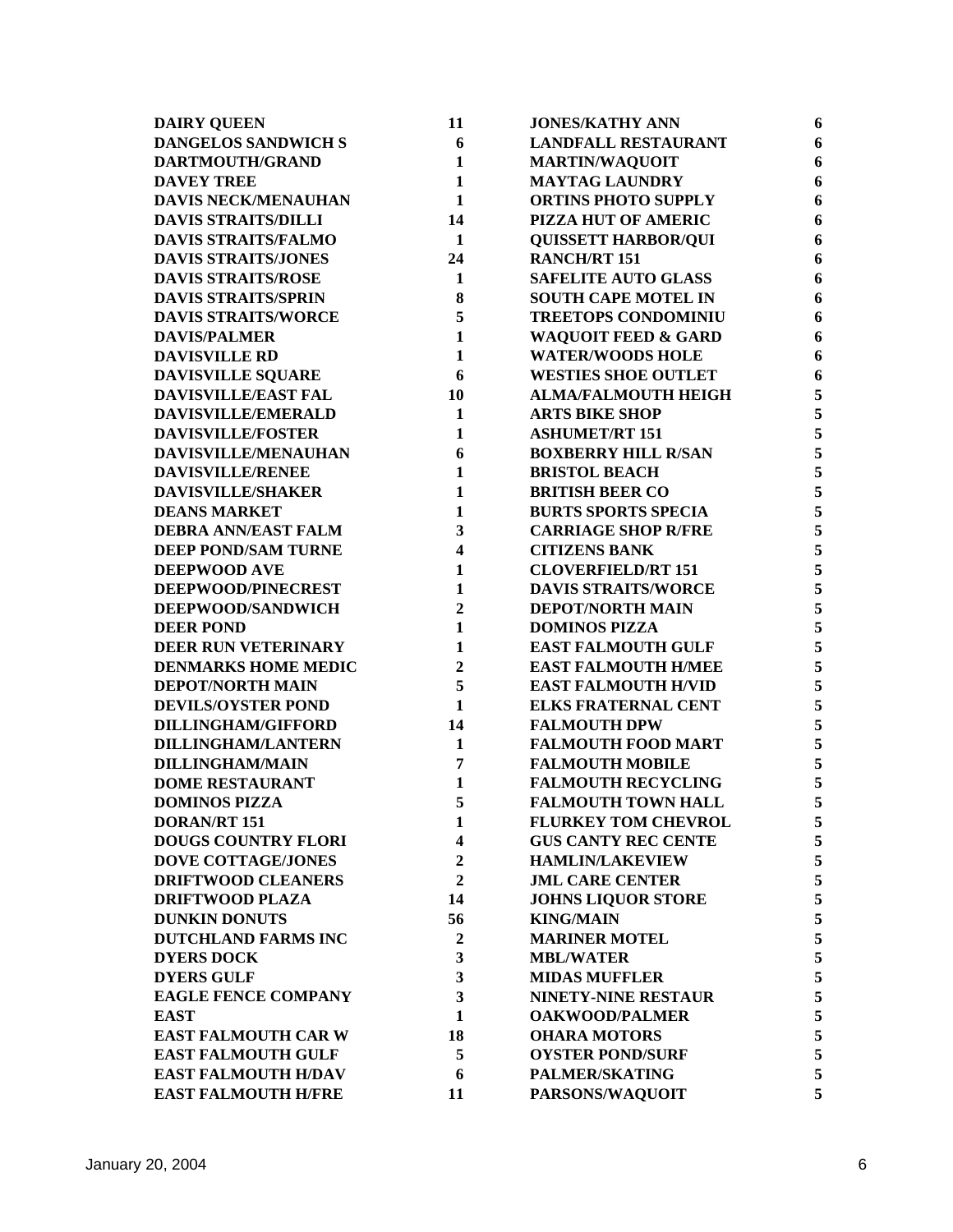| | |
|---|---|
| DAIRY QUEEN | 11 |
| DANGELOS SANDWICH S | 6 |
| DARTMOUTH/GRAND | 1 |
| DAVEY TREE | 1 |
| DAVIS NECK/MENAUHAN | 1 |
| DAVIS STRAITS/DILLI | 14 |
| DAVIS STRAITS/FALMO | 1 |
| DAVIS STRAITS/JONES | 24 |
| DAVIS STRAITS/ROSE | 1 |
| DAVIS STRAITS/SPRIN | 8 |
| DAVIS STRAITS/WORCE | 5 |
| DAVIS/PALMER | 1 |
| DAVISVILLE RD | 1 |
| DAVISVILLE SQUARE | 6 |
| DAVISVILLE/EAST FAL | 10 |
| DAVISVILLE/EMERALD | 1 |
| DAVISVILLE/FOSTER | 1 |
| DAVISVILLE/MENAUHAN | 6 |
| DAVISVILLE/RENEE | 1 |
| DAVISVILLE/SHAKER | 1 |
| DEANS MARKET | 1 |
| DEBRA ANN/EAST FALM | 3 |
| DEEP POND/SAM TURNE | 4 |
| DEEPWOOD AVE | 1 |
| DEEPWOOD/PINECREST | 1 |
| DEEPWOOD/SANDWICH | 2 |
| DEER POND | 1 |
| DEER RUN VETERINARY | 1 |
| DENMARKS HOME MEDIC | 2 |
| DEPOT/NORTH MAIN | 5 |
| DEVILS/OYSTER POND | 1 |
| DILLINGHAM/GIFFORD | 14 |
| DILLINGHAM/LANTERN | 1 |
| DILLINGHAM/MAIN | 7 |
| DOME RESTAURANT | 1 |
| DOMINOS PIZZA | 5 |
| DORAN/RT 151 | 1 |
| DOUGS COUNTRY FLORI | 4 |
| DOVE COTTAGE/JONES | 2 |
| DRIFTWOOD CLEANERS | 2 |
| DRIFTWOOD PLAZA | 14 |
| DUNKIN DONUTS | 56 |
| DUTCHLAND FARMS INC | 2 |
| DYERS DOCK | 3 |
| DYERS GULF | 3 |
| EAGLE FENCE COMPANY | 3 |
| EAST | 1 |
| EAST FALMOUTH CAR W | 18 |
| EAST FALMOUTH GULF | 5 |
| EAST FALMOUTH H/DAV | 6 |
| EAST FALMOUTH H/FRE | 11 |
| JONES/KATHY ANN | 6 |
| LANDFALL RESTAURANT | 6 |
| MARTIN/WAQUOIT | 6 |
| MAYTAG LAUNDRY | 6 |
| ORTINS PHOTO SUPPLY | 6 |
| PIZZA HUT OF AMERIC | 6 |
| QUISSETT HARBOR/QUI | 6 |
| RANCH/RT 151 | 6 |
| SAFELITE AUTO GLASS | 6 |
| SOUTH CAPE MOTEL IN | 6 |
| TREETOPS CONDOMINIU | 6 |
| WAQUOIT FEED & GARD | 6 |
| WATER/WOODS HOLE | 6 |
| WESTIES SHOE OUTLET | 6 |
| ALMA/FALMOUTH HEIGH | 5 |
| ARTS BIKE SHOP | 5 |
| ASHUMET/RT 151 | 5 |
| BOXBERRY HILL R/SAN | 5 |
| BRISTOL BEACH | 5 |
| BRITISH BEER CO | 5 |
| BURTS SPORTS SPECIA | 5 |
| CARRIAGE SHOP R/FRE | 5 |
| CITIZENS BANK | 5 |
| CLOVERFIELD/RT 151 | 5 |
| DAVIS STRAITS/WORCE | 5 |
| DEPOT/NORTH MAIN | 5 |
| DOMINOS PIZZA | 5 |
| EAST FALMOUTH GULF | 5 |
| EAST FALMOUTH H/MEE | 5 |
| EAST FALMOUTH H/VID | 5 |
| ELKS FRATERNAL CENT | 5 |
| FALMOUTH DPW | 5 |
| FALMOUTH FOOD MART | 5 |
| FALMOUTH MOBILE | 5 |
| FALMOUTH RECYCLING | 5 |
| FALMOUTH TOWN HALL | 5 |
| FLURKEY TOM CHEVROL | 5 |
| GUS CANTY REC CENTE | 5 |
| HAMLIN/LAKEVIEW | 5 |
| JML CARE CENTER | 5 |
| JOHNS LIQUOR STORE | 5 |
| KING/MAIN | 5 |
| MARINER MOTEL | 5 |
| MBL/WATER | 5 |
| MIDAS MUFFLER | 5 |
| NINETY-NINE RESTAUR | 5 |
| OAKWOOD/PALMER | 5 |
| OHARA MOTORS | 5 |
| OYSTER POND/SURF | 5 |
| PALMER/SKATING | 5 |
| PARSONS/WAQUOIT | 5 |

January 20, 2004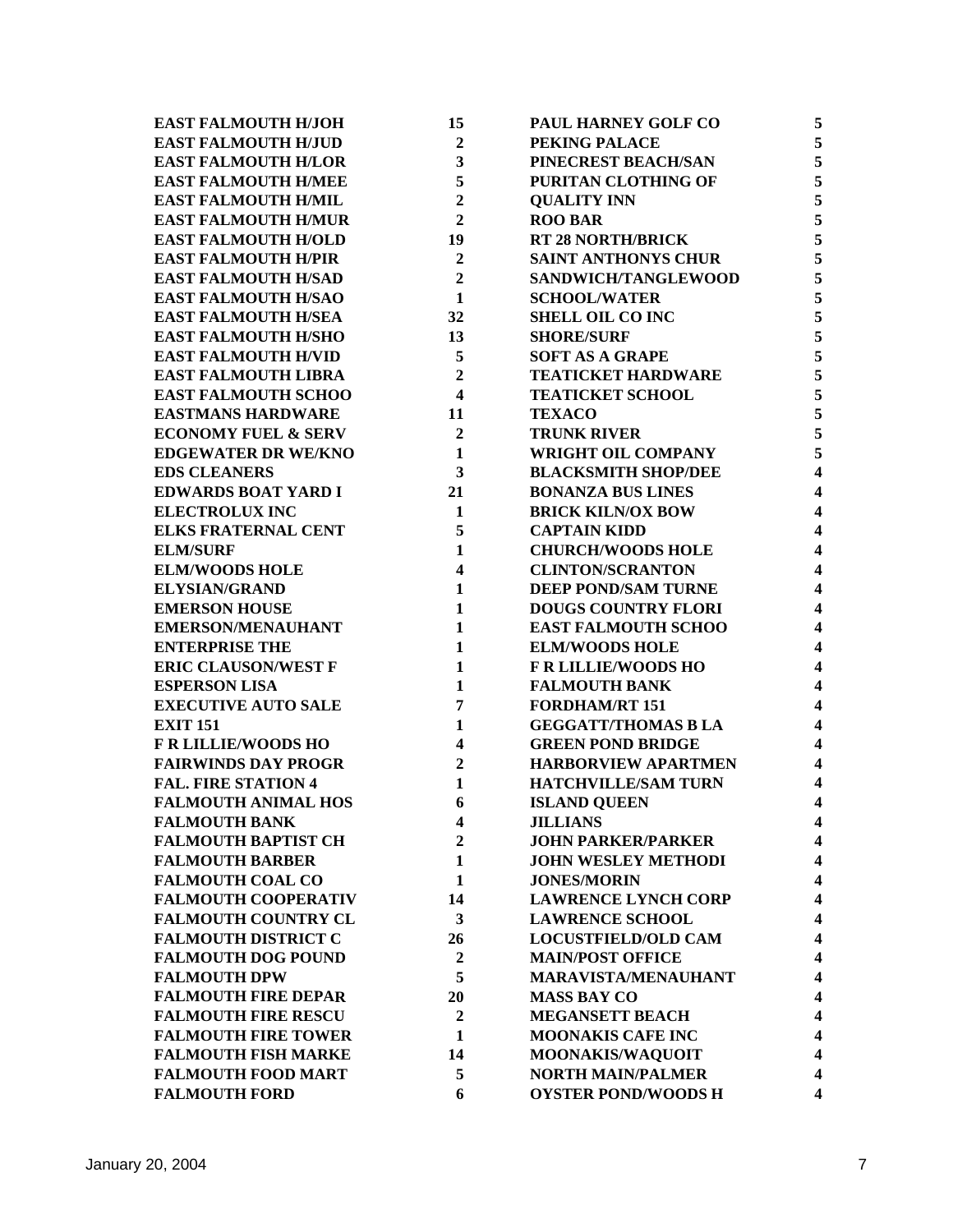| | |
|---|---|
| EAST FALMOUTH H/JOH | 15 |
| EAST FALMOUTH H/JUD | 2 |
| EAST FALMOUTH H/LOR | 3 |
| EAST FALMOUTH H/MEE | 5 |
| EAST FALMOUTH H/MIL | 2 |
| EAST FALMOUTH H/MUR | 2 |
| EAST FALMOUTH H/OLD | 19 |
| EAST FALMOUTH H/PIR | 2 |
| EAST FALMOUTH H/SAD | 2 |
| EAST FALMOUTH H/SAO | 1 |
| EAST FALMOUTH H/SEA | 32 |
| EAST FALMOUTH H/SHO | 13 |
| EAST FALMOUTH H/VID | 5 |
| EAST FALMOUTH LIBRA | 2 |
| EAST FALMOUTH SCHOO | 4 |
| EASTMANS HARDWARE | 11 |
| ECONOMY FUEL & SERV | 2 |
| EDGEWATER DR WE/KNO | 1 |
| EDS CLEANERS | 3 |
| EDWARDS BOAT YARD I | 21 |
| ELECTROLUX INC | 1 |
| ELKS FRATERNAL CENT | 5 |
| ELM/SURF | 1 |
| ELM/WOODS HOLE | 4 |
| ELYSIAN/GRAND | 1 |
| EMERSON HOUSE | 1 |
| EMERSON/MENAUHANT | 1 |
| ENTERPRISE THE | 1 |
| ERIC CLAUSON/WEST F | 1 |
| ESPERSON LISA | 1 |
| EXECUTIVE AUTO SALE | 7 |
| EXIT 151 | 1 |
| F R LILLIE/WOODS HO | 4 |
| FAIRWINDS DAY PROGR | 2 |
| FAL. FIRE STATION 4 | 1 |
| FALMOUTH ANIMAL HOS | 6 |
| FALMOUTH BANK | 4 |
| FALMOUTH BAPTIST CH | 2 |
| FALMOUTH BARBER | 1 |
| FALMOUTH COAL CO | 1 |
| FALMOUTH COOPERATIV | 14 |
| FALMOUTH COUNTRY CL | 3 |
| FALMOUTH DISTRICT C | 26 |
| FALMOUTH DOG POUND | 2 |
| FALMOUTH DPW | 5 |
| FALMOUTH FIRE DEPAR | 20 |
| FALMOUTH FIRE RESCU | 2 |
| FALMOUTH FIRE TOWER | 1 |
| FALMOUTH FISH MARKE | 14 |
| FALMOUTH FOOD MART | 5 |
| FALMOUTH FORD | 6 |
| PAUL HARNEY GOLF CO | 5 |
| PEKING PALACE | 5 |
| PINECREST BEACH/SAN | 5 |
| PURITAN CLOTHING OF | 5 |
| QUALITY INN | 5 |
| ROO BAR | 5 |
| RT 28 NORTH/BRICK | 5 |
| SAINT ANTHONYS CHUR | 5 |
| SANDWICH/TANGLEWOOD | 5 |
| SCHOOL/WATER | 5 |
| SHELL OIL CO INC | 5 |
| SHORE/SURF | 5 |
| SOFT AS A GRAPE | 5 |
| TEATICKET HARDWARE | 5 |
| TEATICKET SCHOOL | 5 |
| TEXACO | 5 |
| TRUNK RIVER | 5 |
| WRIGHT OIL COMPANY | 5 |
| BLACKSMITH SHOP/DEE | 4 |
| BONANZA BUS LINES | 4 |
| BRICK KILN/OX BOW | 4 |
| CAPTAIN KIDD | 4 |
| CHURCH/WOODS HOLE | 4 |
| CLINTON/SCRANTON | 4 |
| DEEP POND/SAM TURNE | 4 |
| DOUGS COUNTRY FLORI | 4 |
| EAST FALMOUTH SCHOO | 4 |
| ELM/WOODS HOLE | 4 |
| F R LILLIE/WOODS HO | 4 |
| FALMOUTH BANK | 4 |
| FORDHAM/RT 151 | 4 |
| GEGGATT/THOMAS B LA | 4 |
| GREEN POND BRIDGE | 4 |
| HARBORVIEW APARTMEN | 4 |
| HATCHVILLE/SAM TURN | 4 |
| ISLAND QUEEN | 4 |
| JILLIANS | 4 |
| JOHN PARKER/PARKER | 4 |
| JOHN WESLEY METHODI | 4 |
| JONES/MORIN | 4 |
| LAWRENCE LYNCH CORP | 4 |
| LAWRENCE SCHOOL | 4 |
| LOCUSTFIELD/OLD CAM | 4 |
| MAIN/POST OFFICE | 4 |
| MARAVISTA/MENAUHANT | 4 |
| MASS BAY CO | 4 |
| MEGANSETT BEACH | 4 |
| MOONAKIS CAFE INC | 4 |
| MOONAKIS/WAQUOIT | 4 |
| NORTH MAIN/PALMER | 4 |
| OYSTER POND/WOODS H | 4 |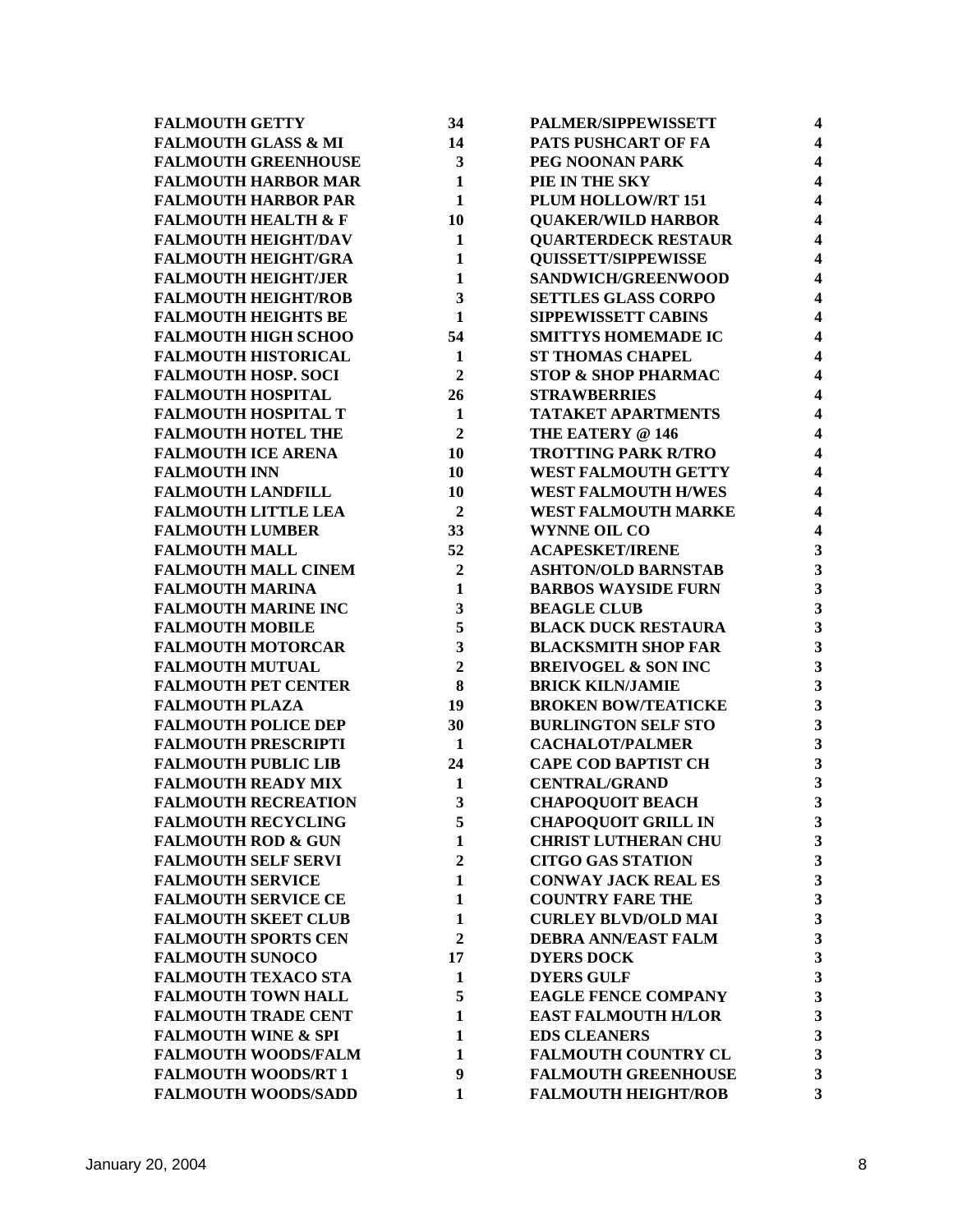| | |
|---|---|
| FALMOUTH GETTY | 34 |
| FALMOUTH GLASS & MI | 14 |
| FALMOUTH GREENHOUSE | 3 |
| FALMOUTH HARBOR MAR | 1 |
| FALMOUTH HARBOR PAR | 1 |
| FALMOUTH HEALTH & F | 10 |
| FALMOUTH HEIGHT/DAV | 1 |
| FALMOUTH HEIGHT/GRA | 1 |
| FALMOUTH HEIGHT/JER | 1 |
| FALMOUTH HEIGHT/ROB | 3 |
| FALMOUTH HEIGHTS BE | 1 |
| FALMOUTH HIGH SCHOO | 54 |
| FALMOUTH HISTORICAL | 1 |
| FALMOUTH HOSP. SOCI | 2 |
| FALMOUTH HOSPITAL | 26 |
| FALMOUTH HOSPITAL T | 1 |
| FALMOUTH HOTEL THE | 2 |
| FALMOUTH ICE ARENA | 10 |
| FALMOUTH INN | 10 |
| FALMOUTH LANDFILL | 10 |
| FALMOUTH LITTLE LEA | 2 |
| FALMOUTH LUMBER | 33 |
| FALMOUTH MALL | 52 |
| FALMOUTH MALL CINEM | 2 |
| FALMOUTH MARINA | 1 |
| FALMOUTH MARINE INC | 3 |
| FALMOUTH MOBILE | 5 |
| FALMOUTH MOTORCAR | 3 |
| FALMOUTH MUTUAL | 2 |
| FALMOUTH PET CENTER | 8 |
| FALMOUTH PLAZA | 19 |
| FALMOUTH POLICE DEP | 30 |
| FALMOUTH PRESCRIPTI | 1 |
| FALMOUTH PUBLIC LIB | 24 |
| FALMOUTH READY MIX | 1 |
| FALMOUTH RECREATION | 3 |
| FALMOUTH RECYCLING | 5 |
| FALMOUTH ROD & GUN | 1 |
| FALMOUTH SELF SERVI | 2 |
| FALMOUTH SERVICE | 1 |
| FALMOUTH SERVICE CE | 1 |
| FALMOUTH SKEET CLUB | 1 |
| FALMOUTH SPORTS CEN | 2 |
| FALMOUTH SUNOCO | 17 |
| FALMOUTH TEXACO STA | 1 |
| FALMOUTH TOWN HALL | 5 |
| FALMOUTH TRADE CENT | 1 |
| FALMOUTH WINE & SPI | 1 |
| FALMOUTH WOODS/FALM | 1 |
| FALMOUTH WOODS/RT 1 | 9 |
| FALMOUTH WOODS/SADD | 1 |
| PALMER/SIPPEWISSETT | 4 |
| PATS PUSHCART OF FA | 4 |
| PEG NOONAN PARK | 4 |
| PIE IN THE SKY | 4 |
| PLUM HOLLOW/RT 151 | 4 |
| QUAKER/WILD HARBOR | 4 |
| QUARTERDECK RESTAUR | 4 |
| QUISSETT/SIPPEWISSE | 4 |
| SANDWICH/GREENWOOD | 4 |
| SETTLES GLASS CORPO | 4 |
| SIPPEWISSETT CABINS | 4 |
| SMITTYS HOMEMADE IC | 4 |
| ST THOMAS CHAPEL | 4 |
| STOP & SHOP PHARMAC | 4 |
| STRAWBERRIES | 4 |
| TATAKET APARTMENTS | 4 |
| THE EATERY @ 146 | 4 |
| TROTTING PARK R/TRO | 4 |
| WEST FALMOUTH GETTY | 4 |
| WEST FALMOUTH H/WES | 4 |
| WEST FALMOUTH MARKE | 4 |
| WYNNE OIL CO | 4 |
| ACAPESKET/IRENE | 3 |
| ASHTON/OLD BARNSTAB | 3 |
| BARBOS WAYSIDE FURN | 3 |
| BEAGLE CLUB | 3 |
| BLACK DUCK RESTAURA | 3 |
| BLACKSMITH SHOP FAR | 3 |
| BREIVOGEL & SON INC | 3 |
| BRICK KILN/JAMIE | 3 |
| BROKEN BOW/TEATICKE | 3 |
| BURLINGTON SELF STO | 3 |
| CACHALOT/PALMER | 3 |
| CAPE COD BAPTIST CH | 3 |
| CENTRAL/GRAND | 3 |
| CHAPOQUOIT BEACH | 3 |
| CHAPOQUOIT GRILL IN | 3 |
| CHRIST LUTHERAN CHU | 3 |
| CITGO GAS STATION | 3 |
| CONWAY JACK REAL ES | 3 |
| COUNTRY FARE THE | 3 |
| CURLEY BLVD/OLD MAI | 3 |
| DEBRA ANN/EAST FALM | 3 |
| DYERS DOCK | 3 |
| DYERS GULF | 3 |
| EAGLE FENCE COMPANY | 3 |
| EAST FALMOUTH H/LOR | 3 |
| EDS CLEANERS | 3 |
| FALMOUTH COUNTRY CL | 3 |
| FALMOUTH GREENHOUSE | 3 |
| FALMOUTH HEIGHT/ROB | 3 |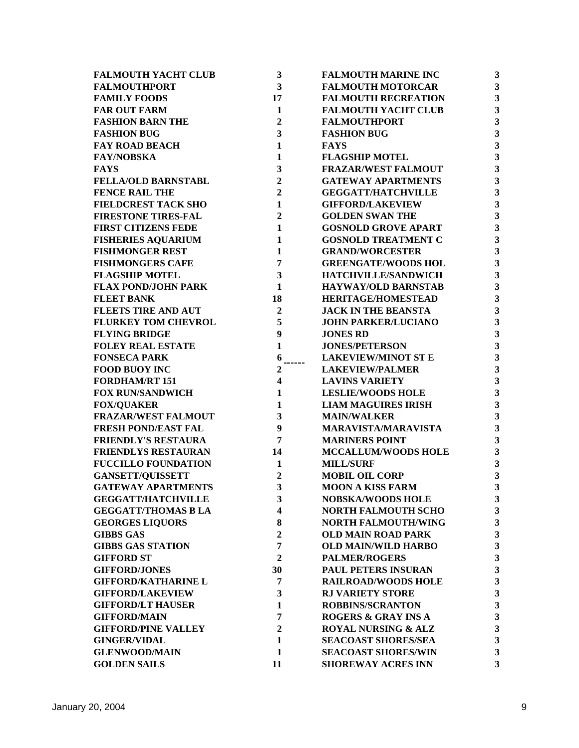| | |
|---|---|
| FALMOUTH YACHT CLUB | 3 |
| FALMOUTHPORT | 3 |
| FAMILY FOODS | 17 |
| FAR OUT FARM | 1 |
| FASHION BARN THE | 2 |
| FASHION BUG | 3 |
| FAY ROAD BEACH | 1 |
| FAY/NOBSKA | 1 |
| FAYS | 3 |
| FELLA/OLD BARNSTABL | 2 |
| FENCE RAIL THE | 2 |
| FIELDCREST TACK SHO | 1 |
| FIRESTONE TIRES-FAL | 2 |
| FIRST CITIZENS FEDE | 1 |
| FISHERIES AQUARIUM | 1 |
| FISHMONGER REST | 1 |
| FISHMONGERS CAFE | 7 |
| FLAGSHIP MOTEL | 3 |
| FLAX POND/JOHN PARK | 1 |
| FLEET BANK | 18 |
| FLEETS TIRE AND AUT | 2 |
| FLURKEY TOM CHEVROL | 5 |
| FLYING BRIDGE | 9 |
| FOLEY REAL ESTATE | 1 |
| FONSECA PARK | 6 |
| FOOD BUOY INC | 2 |
| FORDHAM/RT 151 | 4 |
| FOX RUN/SANDWICH | 1 |
| FOX/QUAKER | 1 |
| FRAZAR/WEST FALMOUT | 3 |
| FRESH POND/EAST FAL | 9 |
| FRIENDLY'S RESTAURA | 7 |
| FRIENDLYS RESTAURAN | 14 |
| FUCCILLO FOUNDATION | 1 |
| GANSETT/QUISSETT | 2 |
| GATEWAY APARTMENTS | 3 |
| GEGGATT/HATCHVILLE | 3 |
| GEGGATT/THOMAS B LA | 4 |
| GEORGES LIQUORS | 8 |
| GIBBS GAS | 2 |
| GIBBS GAS STATION | 7 |
| GIFFORD ST | 2 |
| GIFFORD/JONES | 30 |
| GIFFORD/KATHARINE L | 7 |
| GIFFORD/LAKEVIEW | 3 |
| GIFFORD/LT HAUSER | 1 |
| GIFFORD/MAIN | 7 |
| GIFFORD/PINE VALLEY | 2 |
| GINGER/VIDAL | 1 |
| GLENWOOD/MAIN | 1 |
| GOLDEN SAILS | 11 |

| | |
|---|---|
| FALMOUTH MARINE INC | 3 |
| FALMOUTH MOTORCAR | 3 |
| FALMOUTH RECREATION | 3 |
| FALMOUTH YACHT CLUB | 3 |
| FALMOUTHPORT | 3 |
| FASHION BUG | 3 |
| FAYS | 3 |
| FLAGSHIP MOTEL | 3 |
| FRAZAR/WEST FALMOUT | 3 |
| GATEWAY APARTMENTS | 3 |
| GEGGATT/HATCHVILLE | 3 |
| GIFFORD/LAKEVIEW | 3 |
| GOLDEN SWAN THE | 3 |
| GOSNOLD GROVE APART | 3 |
| GOSNOLD TREATMENT C | 3 |
| GRAND/WORCESTER | 3 |
| GREENGATE/WOODS HOL | 3 |
| HATCHVILLE/SANDWICH | 3 |
| HAYWAY/OLD BARNSTAB | 3 |
| HERITAGE/HOMESTEAD | 3 |
| JACK IN THE BEANSTA | 3 |
| JOHN PARKER/LUCIANO | 3 |
| JONES RD | 3 |
| JONES/PETERSON | 3 |
| LAKEVIEW/MINOT ST E | 3 |
| LAKEVIEW/PALMER | 3 |
| LAVINS VARIETY | 3 |
| LESLIE/WOODS HOLE | 3 |
| LIAM MAGUIRES IRISH | 3 |
| MAIN/WALKER | 3 |
| MARAVISTA/MARAVISTA | 3 |
| MARINERS POINT | 3 |
| MCCALLUM/WOODS HOLE | 3 |
| MILL/SURF | 3 |
| MOBIL OIL CORP | 3 |
| MOON A KISS FARM | 3 |
| NOBSKA/WOODS HOLE | 3 |
| NORTH FALMOUTH SCHO | 3 |
| NORTH FALMOUTH/WING | 3 |
| OLD MAIN ROAD PARK | 3 |
| OLD MAIN/WILD HARBO | 3 |
| PALMER/ROGERS | 3 |
| PAUL PETERS INSURAN | 3 |
| RAILROAD/WOODS HOLE | 3 |
| RJ VARIETY STORE | 3 |
| ROBBINS/SCRANTON | 3 |
| ROGERS & GRAY INS A | 3 |
| ROYAL NURSING & ALZ | 3 |
| SEACOAST SHORES/SEA | 3 |
| SEACOAST SHORES/WIN | 3 |
| SHOREWAY ACRES INN | 3 |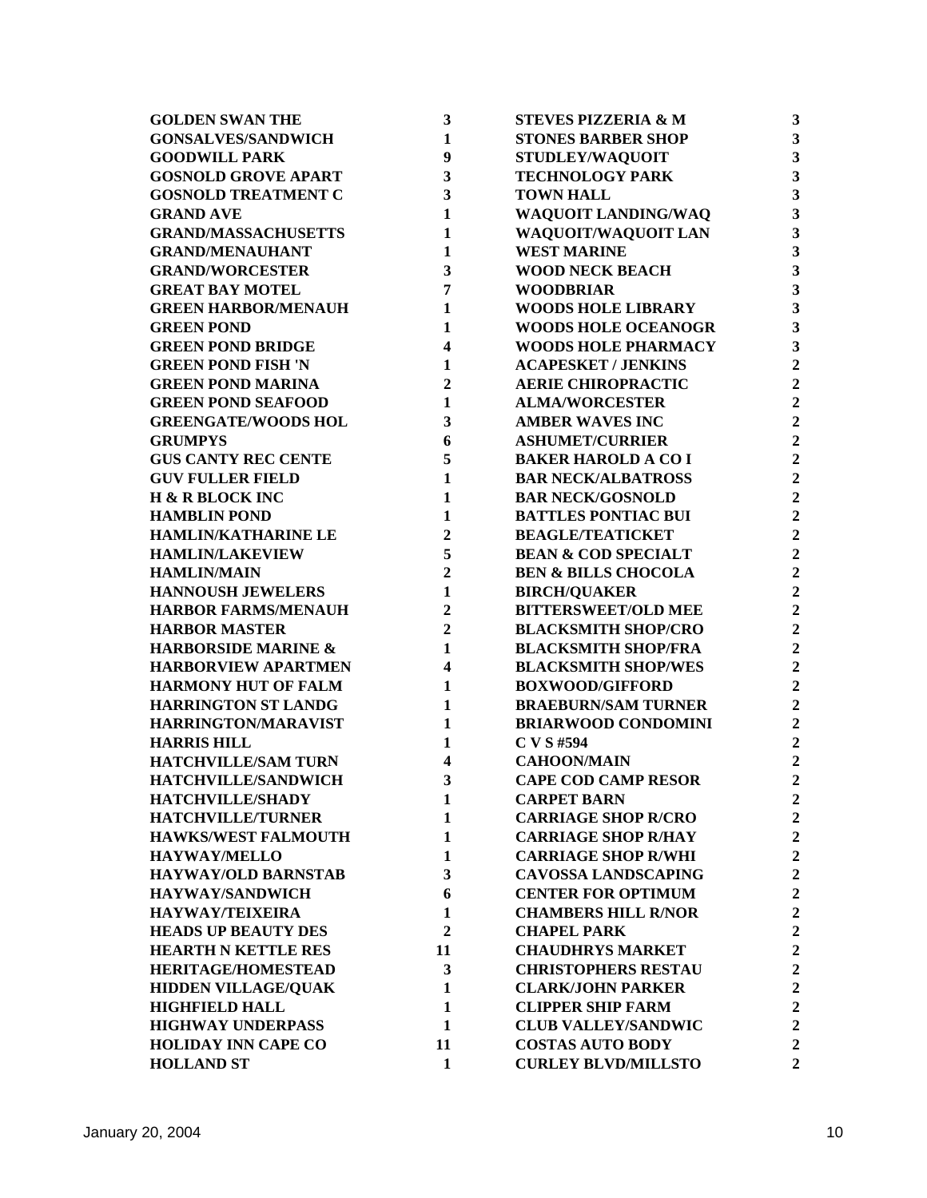| | | | |
|---|---|---|---|
| **GOLDEN SWAN THE** | **3** | **STEVES PIZZERIA & M** | **3** |
| **GONSALVES/SANDWICH** | **1** | **STONES BARBER SHOP** | **3** |
| **GOODWILL PARK** | **9** | **STUDLEY/WAQUOIT** | **3** |
| **GOSNOLD GROVE APART** | **3** | **TECHNOLOGY PARK** | **3** |
| **GOSNOLD TREATMENT C** | **3** | **TOWN HALL** | **3** |
| **GRAND AVE** | **1** | **WAQUOIT LANDING/WAQ** | **3** |
| **GRAND/MASSACHUSETTS** | **1** | **WAQUOIT/WAQUOIT LAN** | **3** |
| **GRAND/MENAUHANT** | **1** | **WEST MARINE** | **3** |
| **GRAND/WORCESTER** | **3** | **WOOD NECK BEACH** | **3** |
| **GREAT BAY MOTEL** | **7** | **WOODBRIAR** | **3** |
| **GREEN HARBOR/MENAUH** | **1** | **WOODS HOLE LIBRARY** | **3** |
| **GREEN POND** | **1** | **WOODS HOLE OCEANOGR** | **3** |
| **GREEN POND BRIDGE** | **4** | **WOODS HOLE PHARMACY** | **3** |
| **GREEN POND FISH 'N** | **1** | **ACAPESKET / JENKINS** | **2** |
| **GREEN POND MARINA** | **2** | **AERIE CHIROPRACTIC** | **2** |
| **GREEN POND SEAFOOD** | **1** | **ALMA/WORCESTER** | **2** |
| **GREENGATE/WOODS HOL** | **3** | **AMBER WAVES INC** | **2** |
| **GRUMPYS** | **6** | **ASHUMET/CURRIER** | **2** |
| **GUS CANTY REC CENTE** | **5** | **BAKER HAROLD A CO I** | **2** |
| **GUV FULLER FIELD** | **1** | **BAR NECK/ALBATROSS** | **2** |
| **H & R BLOCK INC** | **1** | **BAR NECK/GOSNOLD** | **2** |
| **HAMBLIN POND** | **1** | **BATTLES PONTIAC BUI** | **2** |
| **HAMLIN/KATHARINE LE** | **2** | **BEAGLE/TEATICKET** | **2** |
| **HAMLIN/LAKEVIEW** | **5** | **BEAN & COD SPECIALT** | **2** |
| **HAMLIN/MAIN** | **2** | **BEN & BILLS CHOCOLA** | **2** |
| **HANNOUSH JEWELERS** | **1** | **BIRCH/QUAKER** | **2** |
| **HARBOR FARMS/MENAUH** | **2** | **BITTERSWEET/OLD MEE** | **2** |
| **HARBOR MASTER** | **2** | **BLACKSMITH SHOP/CRO** | **2** |
| **HARBORSIDE MARINE &** | **1** | **BLACKSMITH SHOP/FRA** | **2** |
| **HARBORVIEW APARTMEN** | **4** | **BLACKSMITH SHOP/WES** | **2** |
| **HARMONY HUT OF FALM** | **1** | **BOXWOOD/GIFFORD** | **2** |
| **HARRINGTON ST LANDG** | **1** | **BRAEBURN/SAM TURNER** | **2** |
| **HARRINGTON/MARAVIST** | **1** | **BRIARWOOD CONDOMINI** | **2** |
| **HARRIS HILL** | **1** | **C V S #594** | **2** |
| **HATCHVILLE/SAM TURN** | **4** | **CAHOON/MAIN** | **2** |
| **HATCHVILLE/SANDWICH** | **3** | **CAPE COD CAMP RESOR** | **2** |
| **HATCHVILLE/SHADY** | **1** | **CARPET BARN** | **2** |
| **HATCHVILLE/TURNER** | **1** | **CARRIAGE SHOP R/CRO** | **2** |
| **HAWKS/WEST FALMOUTH** | **1** | **CARRIAGE SHOP R/HAY** | **2** |
| **HAYWAY/MELLO** | **1** | **CARRIAGE SHOP R/WHI** | **2** |
| **HAYWAY/OLD BARNSTAB** | **3** | **CAVOSSA LANDSCAPING** | **2** |
| **HAYWAY/SANDWICH** | **6** | **CENTER FOR OPTIMUM** | **2** |
| **HAYWAY/TEIXEIRA** | **1** | **CHAMBERS HILL R/NOR** | **2** |
| **HEADS UP BEAUTY DES** | **2** | **CHAPEL PARK** | **2** |
| **HEARTH N KETTLE RES** | **11** | **CHAUDHRYS MARKET** | **2** |
| **HERITAGE/HOMESTEAD** | **3** | **CHRISTOPHERS RESTAU** | **2** |
| **HIDDEN VILLAGE/QUAK** | **1** | **CLARK/JOHN PARKER** | **2** |
| **HIGHFIELD HALL** | **1** | **CLIPPER SHIP FARM** | **2** |
| **HIGHWAY UNDERPASS** | **1** | **CLUB VALLEY/SANDWIC** | **2** |
| **HOLIDAY INN CAPE CO** | **11** | **COSTAS AUTO BODY** | **2** |
| **HOLLAND ST** | **1** | **CURLEY BLVD/MILLSTO** | **2** |

January 20, 2004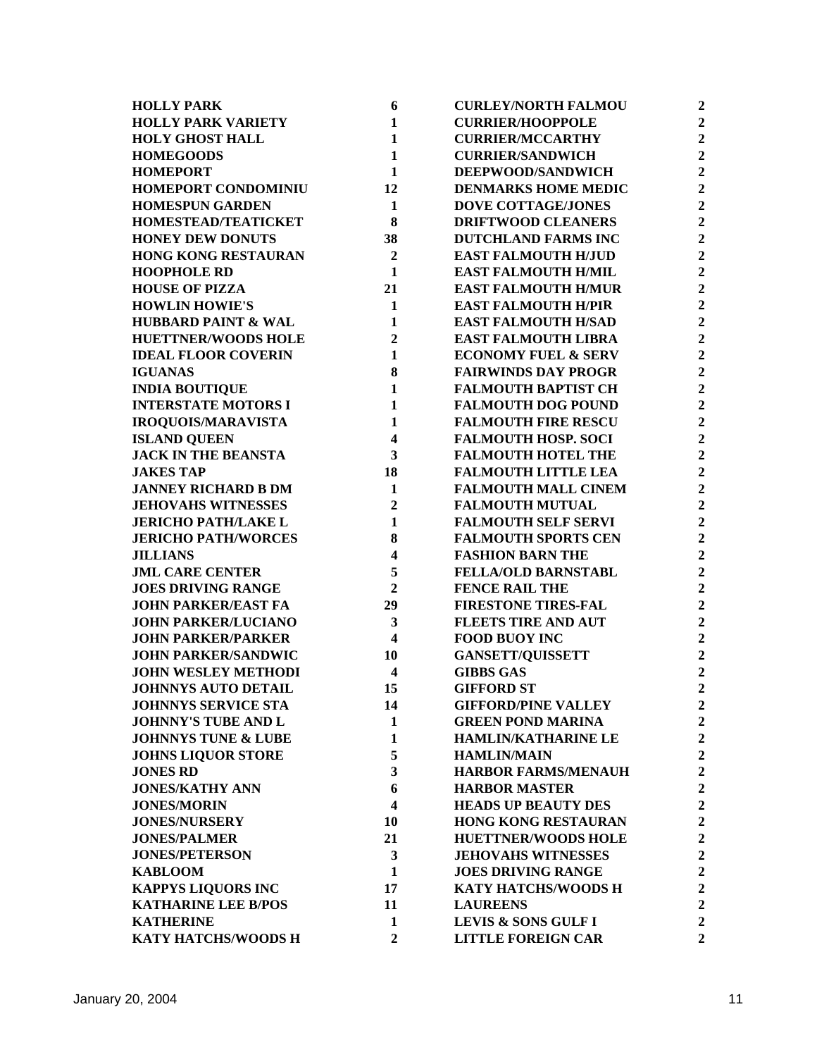| | |
|---|---|
| HOLLY PARK | 6 |
| HOLLY PARK VARIETY | 1 |
| HOLY GHOST HALL | 1 |
| HOMEGOODS | 1 |
| HOMEPORT | 1 |
| HOMEPORT CONDOMINIU | 12 |
| HOMESPUN GARDEN | 1 |
| HOMESTEAD/TEATICKET | 8 |
| HONEY DEW DONUTS | 38 |
| HONG KONG RESTAURAN | 2 |
| HOOPHOLE RD | 1 |
| HOUSE OF PIZZA | 21 |
| HOWLIN HOWIE'S | 1 |
| HUBBARD PAINT & WAL | 1 |
| HUETTNER/WOODS HOLE | 2 |
| IDEAL FLOOR COVERIN | 1 |
| IGUANAS | 8 |
| INDIA BOUTIQUE | 1 |
| INTERSTATE MOTORS I | 1 |
| IROQUOIS/MARAVISTA | 1 |
| ISLAND QUEEN | 4 |
| JACK IN THE BEANSTA | 3 |
| JAKES TAP | 18 |
| JANNEY RICHARD B DM | 1 |
| JEHOVAHS WITNESSES | 2 |
| JERICHO PATH/LAKE L | 1 |
| JERICHO PATH/WORCES | 8 |
| JILLIANS | 4 |
| JML CARE CENTER | 5 |
| JOES DRIVING RANGE | 2 |
| JOHN PARKER/EAST FA | 29 |
| JOHN PARKER/LUCIANO | 3 |
| JOHN PARKER/PARKER | 4 |
| JOHN PARKER/SANDWIC | 10 |
| JOHN WESLEY METHODI | 4 |
| JOHNNYS AUTO DETAIL | 15 |
| JOHNNYS SERVICE STA | 14 |
| JOHNNY'S TUBE AND L | 1 |
| JOHNNYS TUNE & LUBE | 1 |
| JOHNS LIQUOR STORE | 5 |
| JONES RD | 3 |
| JONES/KATHY ANN | 6 |
| JONES/MORIN | 4 |
| JONES/NURSERY | 10 |
| JONES/PALMER | 21 |
| JONES/PETERSON | 3 |
| KABLOOM | 1 |
| KAPPYS LIQUORS INC | 17 |
| KATHARINE LEE B/POS | 11 |
| KATHERINE | 1 |
| KATY HATCHS/WOODS H | 2 |
| CURLEY/NORTH FALMOU | 2 |
| CURRIER/HOOPPOLE | 2 |
| CURRIER/MCCARTHY | 2 |
| CURRIER/SANDWICH | 2 |
| DEEPWOOD/SANDWICH | 2 |
| DENMARKS HOME MEDIC | 2 |
| DOVE COTTAGE/JONES | 2 |
| DRIFTWOOD CLEANERS | 2 |
| DUTCHLAND FARMS INC | 2 |
| EAST FALMOUTH H/JUD | 2 |
| EAST FALMOUTH H/MIL | 2 |
| EAST FALMOUTH H/MUR | 2 |
| EAST FALMOUTH H/PIR | 2 |
| EAST FALMOUTH H/SAD | 2 |
| EAST FALMOUTH LIBRA | 2 |
| ECONOMY FUEL & SERV | 2 |
| FAIRWINDS DAY PROGR | 2 |
| FALMOUTH BAPTIST CH | 2 |
| FALMOUTH DOG POUND | 2 |
| FALMOUTH FIRE RESCU | 2 |
| FALMOUTH HOSP. SOCI | 2 |
| FALMOUTH HOTEL THE | 2 |
| FALMOUTH LITTLE LEA | 2 |
| FALMOUTH MALL CINEM | 2 |
| FALMOUTH MUTUAL | 2 |
| FALMOUTH SELF SERVI | 2 |
| FALMOUTH SPORTS CEN | 2 |
| FASHION BARN THE | 2 |
| FELLA/OLD BARNSTABL | 2 |
| FENCE RAIL THE | 2 |
| FIRESTONE TIRES-FAL | 2 |
| FLEETS TIRE AND AUT | 2 |
| FOOD BUOY INC | 2 |
| GANSETT/QUISSETT | 2 |
| GIBBS GAS | 2 |
| GIFFORD ST | 2 |
| GIFFORD/PINE VALLEY | 2 |
| GREEN POND MARINA | 2 |
| HAMLIN/KATHARINE LE | 2 |
| HAMLIN/MAIN | 2 |
| HARBOR FARMS/MENAUH | 2 |
| HARBOR MASTER | 2 |
| HEADS UP BEAUTY DES | 2 |
| HONG KONG RESTAURAN | 2 |
| HUETTNER/WOODS HOLE | 2 |
| JEHOVAHS WITNESSES | 2 |
| JOES DRIVING RANGE | 2 |
| KATY HATCHS/WOODS H | 2 |
| LAUREENS | 2 |
| LEVIS & SONS GULF I | 2 |
| LITTLE FOREIGN CAR | 2 |

January 20, 2004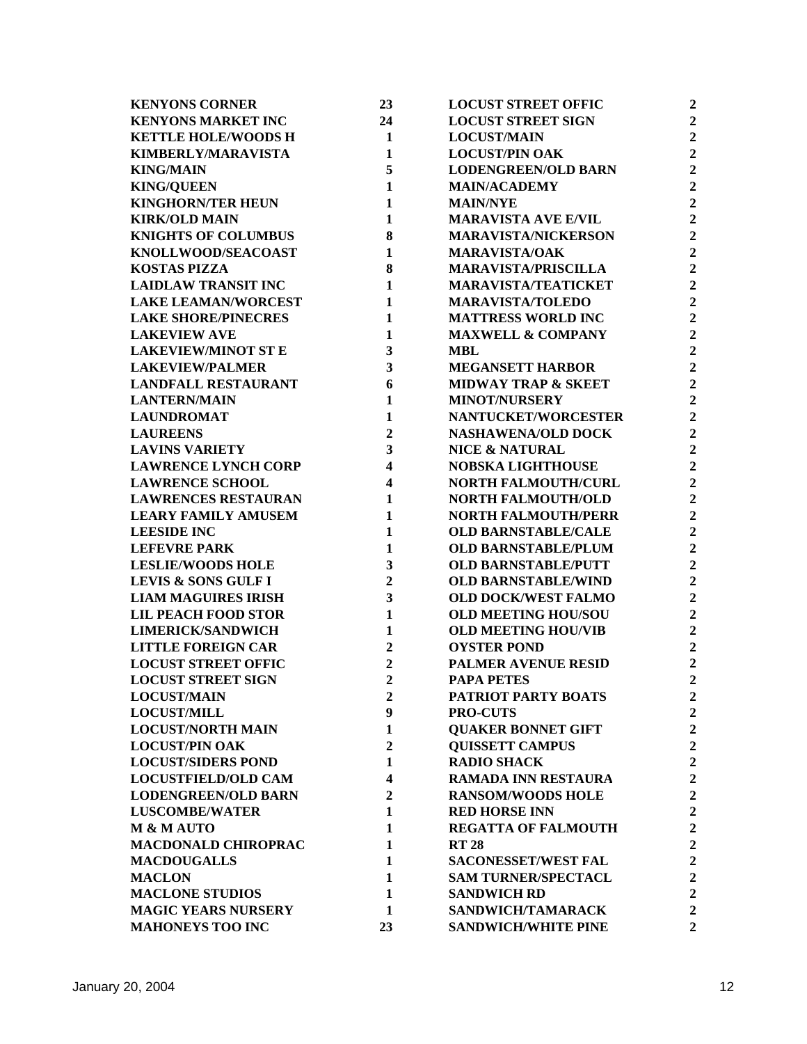| | |
|---|---|
| KENYONS CORNER | 23 |
| KENYONS MARKET INC | 24 |
| KETTLE HOLE/WOODS H | 1 |
| KIMBERLY/MARAVISTA | 1 |
| KING/MAIN | 5 |
| KING/QUEEN | 1 |
| KINGHORN/TER HEUN | 1 |
| KIRK/OLD MAIN | 1 |
| KNIGHTS OF COLUMBUS | 8 |
| KNOLLWOOD/SEACOAST | 1 |
| KOSTAS PIZZA | 8 |
| LAIDLAW TRANSIT INC | 1 |
| LAKE LEAMAN/WORCEST | 1 |
| LAKE SHORE/PINECRES | 1 |
| LAKEVIEW AVE | 1 |
| LAKEVIEW/MINOT ST E | 3 |
| LAKEVIEW/PALMER | 3 |
| LANDFALL RESTAURANT | 6 |
| LANTERN/MAIN | 1 |
| LAUNDROMAT | 1 |
| LAUREENS | 2 |
| LAVINS VARIETY | 3 |
| LAWRENCE LYNCH CORP | 4 |
| LAWRENCE SCHOOL | 4 |
| LAWRENCES RESTAURAN | 1 |
| LEARY FAMILY AMUSEM | 1 |
| LEESIDE INC | 1 |
| LEFEVRE PARK | 1 |
| LESLIE/WOODS HOLE | 3 |
| LEVIS & SONS GULF I | 2 |
| LIAM MAGUIRES IRISH | 3 |
| LIL PEACH FOOD STOR | 1 |
| LIMERICK/SANDWICH | 1 |
| LITTLE FOREIGN CAR | 2 |
| LOCUST STREET OFFIC | 2 |
| LOCUST STREET SIGN | 2 |
| LOCUST/MAIN | 2 |
| LOCUST/MILL | 9 |
| LOCUST/NORTH MAIN | 1 |
| LOCUST/PIN OAK | 2 |
| LOCUST/SIDERS POND | 1 |
| LOCUSTFIELD/OLD CAM | 4 |
| LODENGREEN/OLD BARN | 2 |
| LUSCOMBE/WATER | 1 |
| M & M AUTO | 1 |
| MACDONALD CHIROPRAC | 1 |
| MACDOUGALLS | 1 |
| MACLON | 1 |
| MACLONE STUDIOS | 1 |
| MAGIC YEARS NURSERY | 1 |
| MAHONEYS TOO INC | 23 |
| LOCUST STREET OFFIC | 2 |
| LOCUST STREET SIGN | 2 |
| LOCUST/MAIN | 2 |
| LOCUST/PIN OAK | 2 |
| LODENGREEN/OLD BARN | 2 |
| MAIN/ACADEMY | 2 |
| MAIN/NYE | 2 |
| MARAVISTA AVE E/VIL | 2 |
| MARAVISTA/NICKERSON | 2 |
| MARAVISTA/OAK | 2 |
| MARAVISTA/PRISCILLA | 2 |
| MARAVISTA/TEATICKET | 2 |
| MARAVISTA/TOLEDO | 2 |
| MATTRESS WORLD INC | 2 |
| MAXWELL & COMPANY | 2 |
| MBL | 2 |
| MEGANSETT HARBOR | 2 |
| MIDWAY TRAP & SKEET | 2 |
| MINOT/NURSERY | 2 |
| NANTUCKET/WORCESTER | 2 |
| NASHAWENA/OLD DOCK | 2 |
| NICE & NATURAL | 2 |
| NOBSKA LIGHTHOUSE | 2 |
| NORTH FALMOUTH/CURL | 2 |
| NORTH FALMOUTH/OLD | 2 |
| NORTH FALMOUTH/PERR | 2 |
| OLD BARNSTABLE/CALE | 2 |
| OLD BARNSTABLE/PLUM | 2 |
| OLD BARNSTABLE/PUTT | 2 |
| OLD BARNSTABLE/WIND | 2 |
| OLD DOCK/WEST FALMO | 2 |
| OLD MEETING HOU/SOU | 2 |
| OLD MEETING HOU/VIB | 2 |
| OYSTER POND | 2 |
| PALMER AVENUE RESID | 2 |
| PAPA PETES | 2 |
| PATRIOT PARTY BOATS | 2 |
| PRO-CUTS | 2 |
| QUAKER BONNET GIFT | 2 |
| QUISSETT CAMPUS | 2 |
| RADIO SHACK | 2 |
| RAMADA INN RESTAURA | 2 |
| RANSOM/WOODS HOLE | 2 |
| RED HORSE INN | 2 |
| REGATTA OF FALMOUTH | 2 |
| RT 28 | 2 |
| SACONESSET/WEST FAL | 2 |
| SAM TURNER/SPECTACL | 2 |
| SANDWICH RD | 2 |
| SANDWICH/TAMARACK | 2 |
| SANDWICH/WHITE PINE | 2 |

January 20, 2004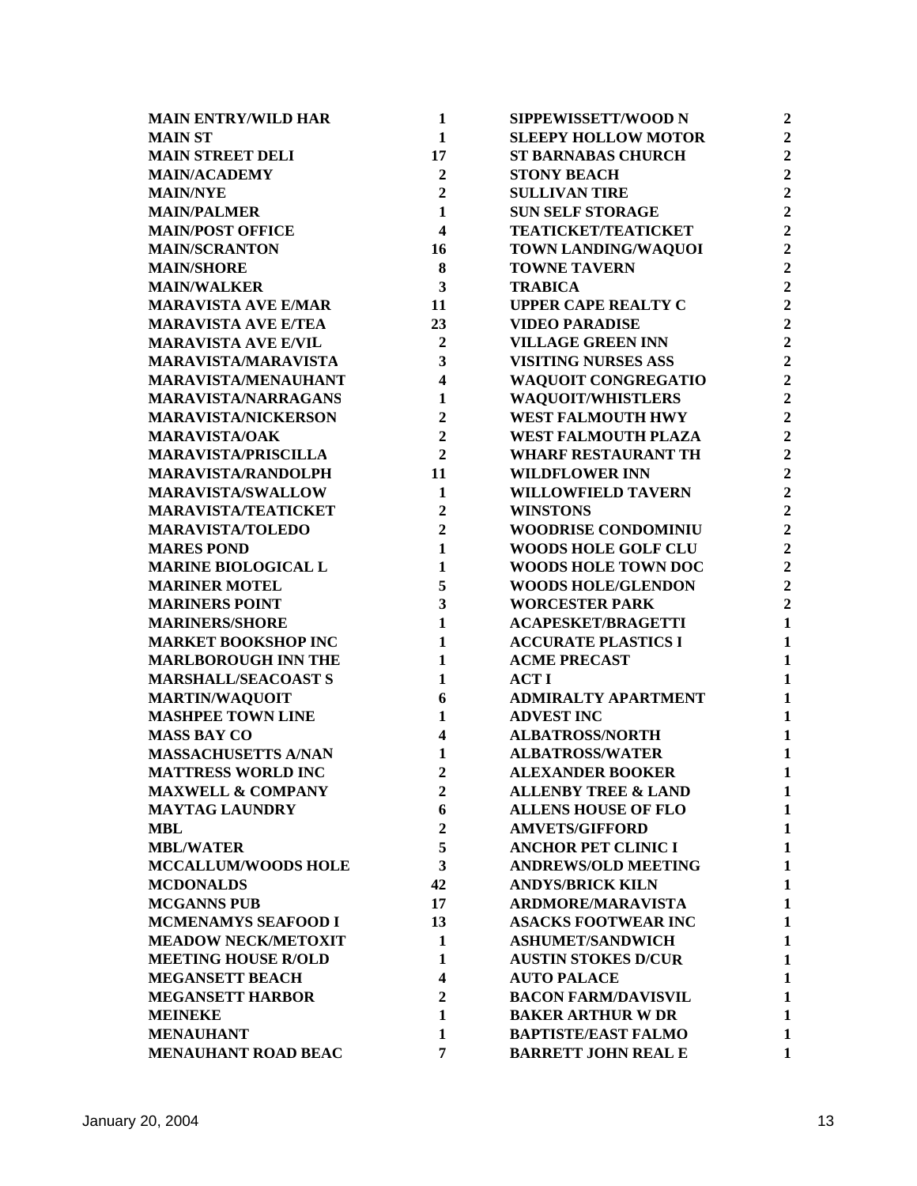| | |
|---|---|
| MAIN ENTRY/WILD HAR | 1 |
| MAIN ST | 1 |
| MAIN STREET DELI | 17 |
| MAIN/ACADEMY | 2 |
| MAIN/NYE | 2 |
| MAIN/PALMER | 1 |
| MAIN/POST OFFICE | 4 |
| MAIN/SCRANTON | 16 |
| MAIN/SHORE | 8 |
| MAIN/WALKER | 3 |
| MARAVISTA AVE E/MAR | 11 |
| MARAVISTA AVE E/TEA | 23 |
| MARAVISTA AVE E/VIL | 2 |
| MARAVISTA/MARAVISTA | 3 |
| MARAVISTA/MENAUHANT | 4 |
| MARAVISTA/NARRAGANS | 1 |
| MARAVISTA/NICKERSON | 2 |
| MARAVISTA/OAK | 2 |
| MARAVISTA/PRISCILLA | 2 |
| MARAVISTA/RANDOLPH | 11 |
| MARAVISTA/SWALLOW | 1 |
| MARAVISTA/TEATICKET | 2 |
| MARAVISTA/TOLEDO | 2 |
| MARES POND | 1 |
| MARINE BIOLOGICAL L | 1 |
| MARINER MOTEL | 5 |
| MARINERS POINT | 3 |
| MARINERS/SHORE | 1 |
| MARKET BOOKSHOP INC | 1 |
| MARLBOROUGH INN THE | 1 |
| MARSHALL/SEACOAST S | 1 |
| MARTIN/WAQUOIT | 6 |
| MASHPEE TOWN LINE | 1 |
| MASS BAY CO | 4 |
| MASSACHUSETTS A/NAN | 1 |
| MATTRESS WORLD INC | 2 |
| MAXWELL & COMPANY | 2 |
| MAYTAG LAUNDRY | 6 |
| MBL | 2 |
| MBL/WATER | 5 |
| MCCALLUM/WOODS HOLE | 3 |
| MCDONALDS | 42 |
| MCGANNS PUB | 17 |
| MCMENAMYS SEAFOOD I | 13 |
| MEADOW NECK/METOXIT | 1 |
| MEETING HOUSE R/OLD | 1 |
| MEGANSETT BEACH | 4 |
| MEGANSETT HARBOR | 2 |
| MEINEKE | 1 |
| MENAUHANT | 1 |
| MENAUHANT ROAD BEAC | 7 |
| SIPPEWISSETT/WOOD N | 2 |
| SLEEPY HOLLOW MOTOR | 2 |
| ST BARNABAS CHURCH | 2 |
| STONY BEACH | 2 |
| SULLIVAN TIRE | 2 |
| SUN SELF STORAGE | 2 |
| TEATICKET/TEATICKET | 2 |
| TOWN LANDING/WAQUOI | 2 |
| TOWNE TAVERN | 2 |
| TRABICA | 2 |
| UPPER CAPE REALTY C | 2 |
| VIDEO PARADISE | 2 |
| VILLAGE GREEN INN | 2 |
| VISITING NURSES ASS | 2 |
| WAQUOIT CONGREGATIO | 2 |
| WAQUOIT/WHISTLERS | 2 |
| WEST FALMOUTH HWY | 2 |
| WEST FALMOUTH PLAZA | 2 |
| WHARF RESTAURANT TH | 2 |
| WILDFLOWER INN | 2 |
| WILLOWFIELD TAVERN | 2 |
| WINSTONS | 2 |
| WOODRISE CONDOMINIU | 2 |
| WOODS HOLE GOLF CLU | 2 |
| WOODS HOLE TOWN DOC | 2 |
| WOODS HOLE/GLENDON | 2 |
| WORCESTER PARK | 2 |
| ACAPESKET/BRAGETTI | 1 |
| ACCURATE PLASTICS I | 1 |
| ACME PRECAST | 1 |
| ACT I | 1 |
| ADMIRALTY APARTMENT | 1 |
| ADVEST INC | 1 |
| ALBATROSS/NORTH | 1 |
| ALBATROSS/WATER | 1 |
| ALEXANDER BOOKER | 1 |
| ALLENBY TREE & LAND | 1 |
| ALLENS HOUSE OF FLO | 1 |
| AMVETS/GIFFORD | 1 |
| ANCHOR PET CLINIC I | 1 |
| ANDREWS/OLD MEETING | 1 |
| ANDYS/BRICK KILN | 1 |
| ARDMORE/MARAVISTA | 1 |
| ASACKS FOOTWEAR INC | 1 |
| ASHUMET/SANDWICH | 1 |
| AUSTIN STOKES D/CUR | 1 |
| AUTO PALACE | 1 |
| BACON FARM/DAVISVIL | 1 |
| BAKER ARTHUR W DR | 1 |
| BAPTISTE/EAST FALMO | 1 |
| BARRETT JOHN REAL E | 1 |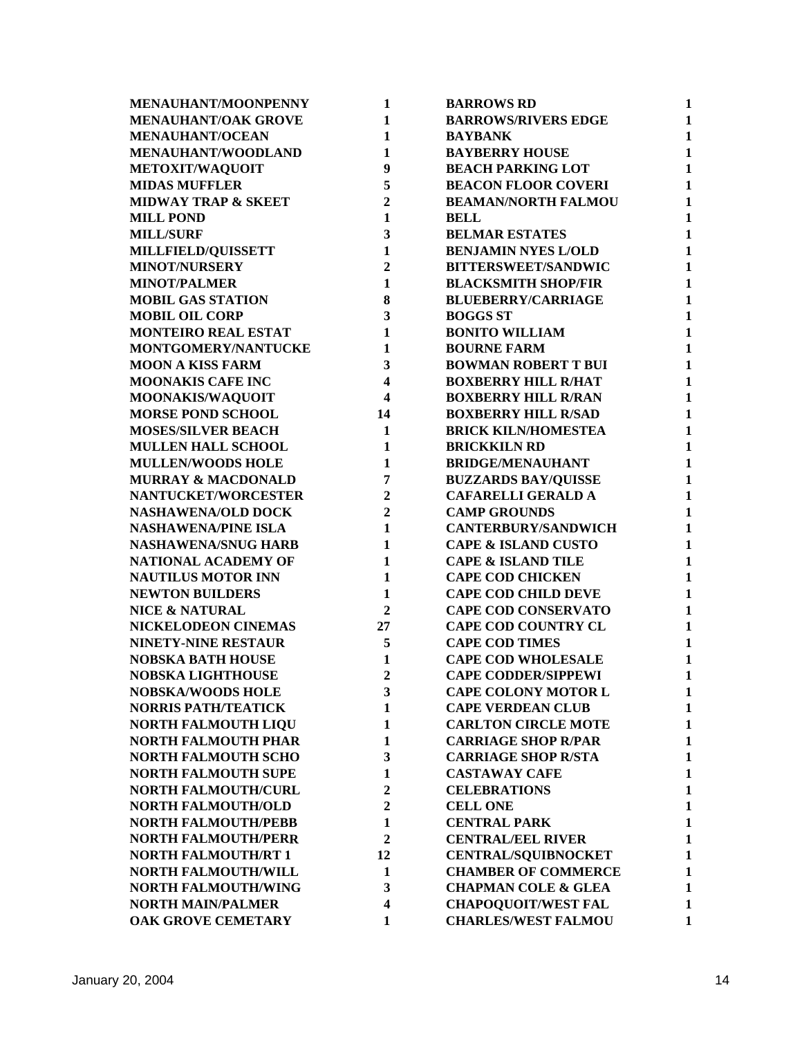| | | | |
|---|---|---|---|
| **MENAUHANT/MOONPENNY** | **1** | **BARROWS RD** | **1** |
| **MENAUHANT/OAK GROVE** | **1** | **BARROWS/RIVERS EDGE** | **1** |
| **MENAUHANT/OCEAN** | **1** | **BAYBANK** | **1** |
| **MENAUHANT/WOODLAND** | **1** | **BAYBERRY HOUSE** | **1** |
| **METOXIT/WAQUOIT** | **9** | **BEACH PARKING LOT** | **1** |
| **MIDAS MUFFLER** | **5** | **BEACON FLOOR COVERI** | **1** |
| **MIDWAY TRAP & SKEET** | **2** | **BEAMAN/NORTH FALMOU** | **1** |
| **MILL POND** | **1** | **BELL** | **1** |
| **MILL/SURF** | **3** | **BELMAR ESTATES** | **1** |
| **MILLFIELD/QUISSETT** | **1** | **BENJAMIN NYES L/OLD** | **1** |
| **MINOT/NURSERY** | **2** | **BITTERSWEET/SANDWIC** | **1** |
| **MINOT/PALMER** | **1** | **BLACKSMITH SHOP/FIR** | **1** |
| **MOBIL GAS STATION** | **8** | **BLUEBERRY/CARRIAGE** | **1** |
| **MOBIL OIL CORP** | **3** | **BOGGS ST** | **1** |
| **MONTEIRO REAL ESTAT** | **1** | **BONITO WILLIAM** | **1** |
| **MONTGOMERY/NANTUCKE** | **1** | **BOURNE FARM** | **1** |
| **MOON A KISS FARM** | **3** | **BOWMAN ROBERT T BUI** | **1** |
| **MOONAKIS CAFE INC** | **4** | **BOXBERRY HILL R/HAT** | **1** |
| **MOONAKIS/WAQUOIT** | **4** | **BOXBERRY HILL R/RAN** | **1** |
| **MORSE POND SCHOOL** | **14** | **BOXBERRY HILL R/SAD** | **1** |
| **MOSES/SILVER BEACH** | **1** | **BRICK KILN/HOMESTEA** | **1** |
| **MULLEN HALL SCHOOL** | **1** | **BRICKKILN RD** | **1** |
| **MULLEN/WOODS HOLE** | **1** | **BRIDGE/MENAUHANT** | **1** |
| **MURRAY & MACDONALD** | **7** | **BUZZARDS BAY/QUISSE** | **1** |
| **NANTUCKET/WORCESTER** | **2** | **CAFARELLI GERALD A** | **1** |
| **NASHAWENA/OLD DOCK** | **2** | **CAMP GROUNDS** | **1** |
| **NASHAWENA/PINE ISLA** | **1** | **CANTERBURY/SANDWICH** | **1** |
| **NASHAWENA/SNUG HARB** | **1** | **CAPE & ISLAND CUSTO** | **1** |
| **NATIONAL ACADEMY OF** | **1** | **CAPE & ISLAND TILE** | **1** |
| **NAUTILUS MOTOR INN** | **1** | **CAPE COD CHICKEN** | **1** |
| **NEWTON BUILDERS** | **1** | **CAPE COD CHILD DEVE** | **1** |
| **NICE & NATURAL** | **2** | **CAPE COD CONSERVATO** | **1** |
| **NICKELODEON CINEMAS** | **27** | **CAPE COD COUNTRY CL** | **1** |
| **NINETY-NINE RESTAUR** | **5** | **CAPE COD TIMES** | **1** |
| **NOBSKA BATH HOUSE** | **1** | **CAPE COD WHOLESALE** | **1** |
| **NOBSKA LIGHTHOUSE** | **2** | **CAPE CODDER/SIPPEWI** | **1** |
| **NOBSKA/WOODS HOLE** | **3** | **CAPE COLONY MOTOR L** | **1** |
| **NORRIS PATH/TEATICK** | **1** | **CAPE VERDEAN CLUB** | **1** |
| **NORTH FALMOUTH LIQU** | **1** | **CARLTON CIRCLE MOTE** | **1** |
| **NORTH FALMOUTH PHAR** | **1** | **CARRIAGE SHOP R/PAR** | **1** |
| **NORTH FALMOUTH SCHO** | **3** | **CARRIAGE SHOP R/STA** | **1** |
| **NORTH FALMOUTH SUPE** | **1** | **CASTAWAY CAFE** | **1** |
| **NORTH FALMOUTH/CURL** | **2** | **CELEBRATIONS** | **1** |
| **NORTH FALMOUTH/OLD** | **2** | **CELL ONE** | **1** |
| **NORTH FALMOUTH/PEBB** | **1** | **CENTRAL PARK** | **1** |
| **NORTH FALMOUTH/PERR** | **2** | **CENTRAL/EEL RIVER** | **1** |
| **NORTH FALMOUTH/RT 1** | **12** | **CENTRAL/SQUIBNOCKET** | **1** |
| **NORTH FALMOUTH/WILL** | **1** | **CHAMBER OF COMMERCE** | **1** |
| **NORTH FALMOUTH/WING** | **3** | **CHAPMAN COLE & GLEA** | **1** |
| **NORTH MAIN/PALMER** | **4** | **CHAPOQUOIT/WEST FAL** | **1** |
| **OAK GROVE CEMETARY** | **1** | **CHARLES/WEST FALMOU** | **1** |

January 20, 2004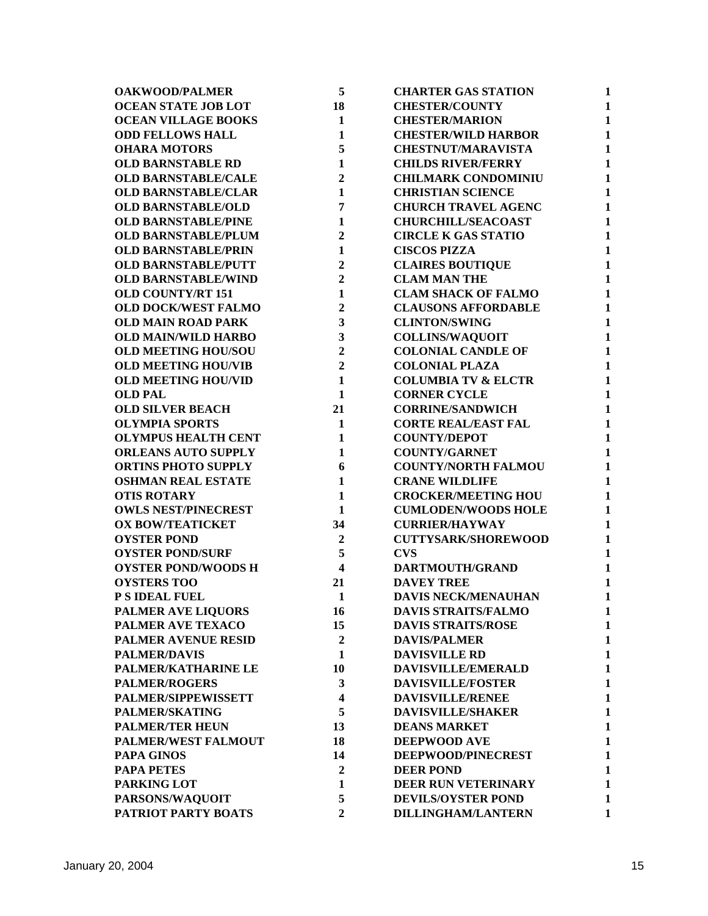| | | | |
|---|---|---|---|
| OAKWOOD/PALMER | 5 | CHARTER GAS STATION | 1 |
| OCEAN STATE JOB LOT | 18 | CHESTER/COUNTY | 1 |
| OCEAN VILLAGE BOOKS | 1 | CHESTER/MARION | 1 |
| ODD FELLOWS HALL | 1 | CHESTER/WILD HARBOR | 1 |
| OHARA MOTORS | 5 | CHESTNUT/MARAVISTA | 1 |
| OLD BARNSTABLE RD | 1 | CHILDS RIVER/FERRY | 1 |
| OLD BARNSTABLE/CALE | 2 | CHILMARK CONDOMINIU | 1 |
| OLD BARNSTABLE/CLAR | 1 | CHRISTIAN SCIENCE | 1 |
| OLD BARNSTABLE/OLD | 7 | CHURCH TRAVEL AGENC | 1 |
| OLD BARNSTABLE/PINE | 1 | CHURCHILL/SEACOAST | 1 |
| OLD BARNSTABLE/PLUM | 2 | CIRCLE K GAS STATIO | 1 |
| OLD BARNSTABLE/PRIN | 1 | CISCOS PIZZA | 1 |
| OLD BARNSTABLE/PUTT | 2 | CLAIRES BOUTIQUE | 1 |
| OLD BARNSTABLE/WIND | 2 | CLAM MAN THE | 1 |
| OLD COUNTY/RT 151 | 1 | CLAM SHACK OF FALMO | 1 |
| OLD DOCK/WEST FALMO | 2 | CLAUSONS AFFORDABLE | 1 |
| OLD MAIN ROAD PARK | 3 | CLINTON/SWING | 1 |
| OLD MAIN/WILD HARBO | 3 | COLLINS/WAQUOIT | 1 |
| OLD MEETING HOU/SOU | 2 | COLONIAL CANDLE OF | 1 |
| OLD MEETING HOU/VIB | 2 | COLONIAL PLAZA | 1 |
| OLD MEETING HOU/VID | 1 | COLUMBIA TV & ELCTR | 1 |
| OLD PAL | 1 | CORNER CYCLE | 1 |
| OLD SILVER BEACH | 21 | CORRINE/SANDWICH | 1 |
| OLYMPIA SPORTS | 1 | CORTE REAL/EAST FAL | 1 |
| OLYMPUS HEALTH CENT | 1 | COUNTY/DEPOT | 1 |
| ORLEANS AUTO SUPPLY | 1 | COUNTY/GARNET | 1 |
| ORTINS PHOTO SUPPLY | 6 | COUNTY/NORTH FALMOU | 1 |
| OSHMAN REAL ESTATE | 1 | CRANE WILDLIFE | 1 |
| OTIS ROTARY | 1 | CROCKER/MEETING HOU | 1 |
| OWLS NEST/PINECREST | 1 | CUMLODEN/WOODS HOLE | 1 |
| OX BOW/TEATICKET | 34 | CURRIER/HAYWAY | 1 |
| OYSTER POND | 2 | CUTTYSARK/SHOREWOOD | 1 |
| OYSTER POND/SURF | 5 | CVS | 1 |
| OYSTER POND/WOODS H | 4 | DARTMOUTH/GRAND | 1 |
| OYSTERS TOO | 21 | DAVEY TREE | 1 |
| P S IDEAL FUEL | 1 | DAVIS NECK/MENAUHAN | 1 |
| PALMER AVE LIQUORS | 16 | DAVIS STRAITS/FALMO | 1 |
| PALMER AVE TEXACO | 15 | DAVIS STRAITS/ROSE | 1 |
| PALMER AVENUE RESID | 2 | DAVIS/PALMER | 1 |
| PALMER/DAVIS | 1 | DAVISVILLE RD | 1 |
| PALMER/KATHARINE LE | 10 | DAVISVILLE/EMERALD | 1 |
| PALMER/ROGERS | 3 | DAVISVILLE/FOSTER | 1 |
| PALMER/SIPPEWISSETT | 4 | DAVISVILLE/RENEE | 1 |
| PALMER/SKATING | 5 | DAVISVILLE/SHAKER | 1 |
| PALMER/TER HEUN | 13 | DEANS MARKET | 1 |
| PALMER/WEST FALMOUT | 18 | DEEPWOOD AVE | 1 |
| PAPA GINOS | 14 | DEEPWOOD/PINECREST | 1 |
| PAPA PETES | 2 | DEER POND | 1 |
| PARKING LOT | 1 | DEER RUN VETERINARY | 1 |
| PARSONS/WAQUOIT | 5 | DEVILS/OYSTER POND | 1 |
| PATRIOT PARTY BOATS | 2 | DILLINGHAM/LANTERN | 1 |

January 20, 2004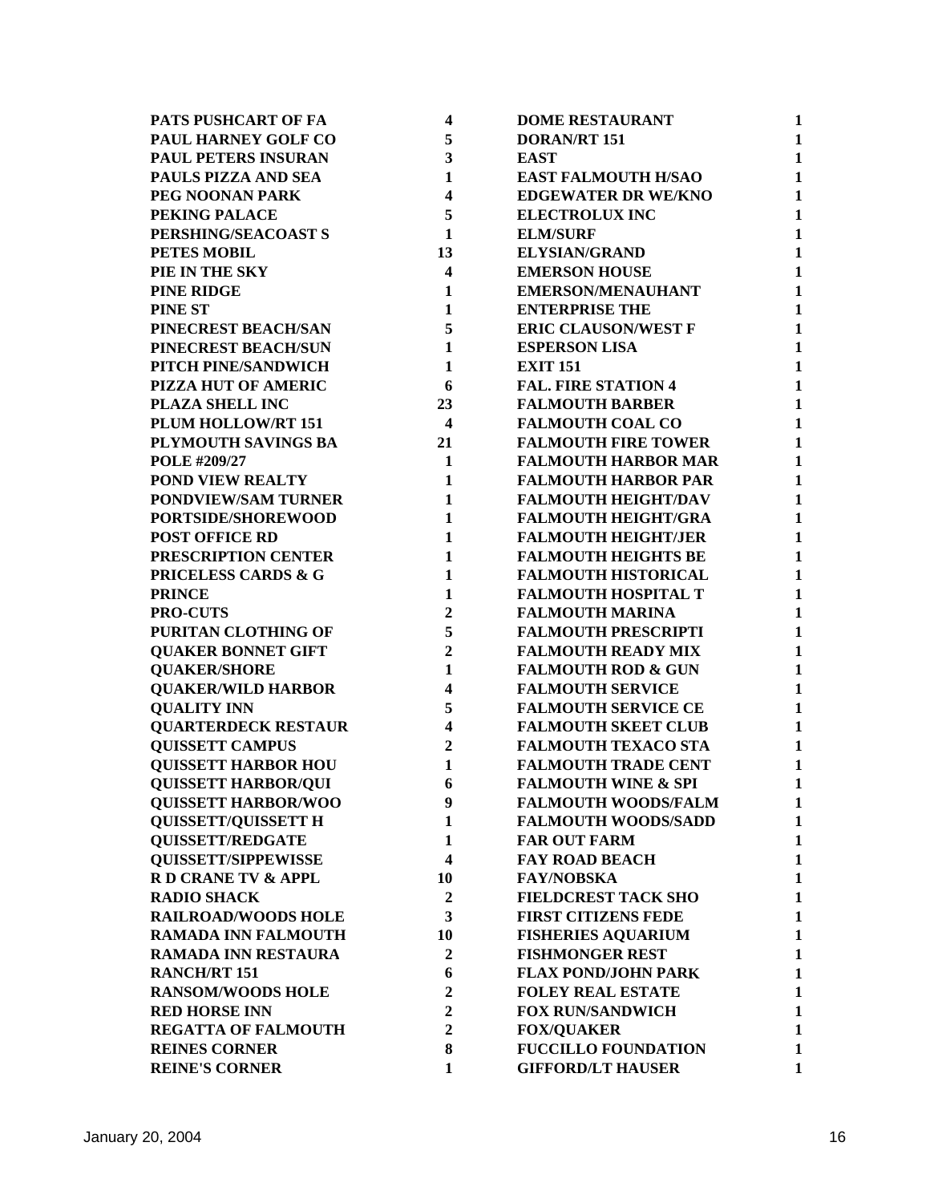| | |
|---|---|
| PATS PUSHCART OF FA | 4 |
| PAUL HARNEY GOLF CO | 5 |
| PAUL PETERS INSURAN | 3 |
| PAULS PIZZA AND SEA | 1 |
| PEG NOONAN PARK | 4 |
| PEKING PALACE | 5 |
| PERSHING/SEACOAST S | 1 |
| PETES MOBIL | 13 |
| PIE IN THE SKY | 4 |
| PINE RIDGE | 1 |
| PINE ST | 1 |
| PINECREST BEACH/SAN | 5 |
| PINECREST BEACH/SUN | 1 |
| PITCH PINE/SANDWICH | 1 |
| PIZZA HUT OF AMERIC | 6 |
| PLAZA SHELL INC | 23 |
| PLUM HOLLOW/RT 151 | 4 |
| PLYMOUTH SAVINGS BA | 21 |
| POLE #209/27 | 1 |
| POND VIEW REALTY | 1 |
| PONDVIEW/SAM TURNER | 1 |
| PORTSIDE/SHOREWOOD | 1 |
| POST OFFICE RD | 1 |
| PRESCRIPTION CENTER | 1 |
| PRICELESS CARDS & G | 1 |
| PRINCE | 1 |
| PRO-CUTS | 2 |
| PURITAN CLOTHING OF | 5 |
| QUAKER BONNET GIFT | 2 |
| QUAKER/SHORE | 1 |
| QUAKER/WILD HARBOR | 4 |
| QUALITY INN | 5 |
| QUARTERDECK RESTAUR | 4 |
| QUISSETT CAMPUS | 2 |
| QUISSETT HARBOR HOU | 1 |
| QUISSETT HARBOR/QUI | 6 |
| QUISSETT HARBOR/WOO | 9 |
| QUISSETT/QUISSETT H | 1 |
| QUISSETT/REDGATE | 1 |
| QUISSETT/SIPPEWISSE | 4 |
| R D CRANE TV & APPL | 10 |
| RADIO SHACK | 2 |
| RAILROAD/WOODS HOLE | 3 |
| RAMADA INN FALMOUTH | 10 |
| RAMADA INN RESTAURA | 2 |
| RANCH/RT 151 | 6 |
| RANSOM/WOODS HOLE | 2 |
| RED HORSE INN | 2 |
| REGATTA OF FALMOUTH | 2 |
| REINES CORNER | 8 |
| REINE'S CORNER | 1 |
| DOME RESTAURANT | 1 |
| DORAN/RT 151 | 1 |
| EAST | 1 |
| EAST FALMOUTH H/SAO | 1 |
| EDGEWATER DR WE/KNO | 1 |
| ELECTROLUX INC | 1 |
| ELM/SURF | 1 |
| ELYSIAN/GRAND | 1 |
| EMERSON HOUSE | 1 |
| EMERSON/MENAUHANT | 1 |
| ENTERPRISE THE | 1 |
| ERIC CLAUSON/WEST F | 1 |
| ESPERSON LISA | 1 |
| EXIT 151 | 1 |
| FAL. FIRE STATION 4 | 1 |
| FALMOUTH BARBER | 1 |
| FALMOUTH COAL CO | 1 |
| FALMOUTH FIRE TOWER | 1 |
| FALMOUTH HARBOR MAR | 1 |
| FALMOUTH HARBOR PAR | 1 |
| FALMOUTH HEIGHT/DAV | 1 |
| FALMOUTH HEIGHT/GRA | 1 |
| FALMOUTH HEIGHT/JER | 1 |
| FALMOUTH HEIGHTS BE | 1 |
| FALMOUTH HISTORICAL | 1 |
| FALMOUTH HOSPITAL T | 1 |
| FALMOUTH MARINA | 1 |
| FALMOUTH PRESCRIPTI | 1 |
| FALMOUTH READY MIX | 1 |
| FALMOUTH ROD & GUN | 1 |
| FALMOUTH SERVICE | 1 |
| FALMOUTH SERVICE CE | 1 |
| FALMOUTH SKEET CLUB | 1 |
| FALMOUTH TEXACO STA | 1 |
| FALMOUTH TRADE CENT | 1 |
| FALMOUTH WINE & SPI | 1 |
| FALMOUTH WOODS/FALM | 1 |
| FALMOUTH WOODS/SADD | 1 |
| FAR OUT FARM | 1 |
| FAY ROAD BEACH | 1 |
| FAY/NOBSKA | 1 |
| FIELDCREST TACK SHO | 1 |
| FIRST CITIZENS FEDE | 1 |
| FISHERIES AQUARIUM | 1 |
| FISHMONGER REST | 1 |
| FLAX POND/JOHN PARK | 1 |
| FOLEY REAL ESTATE | 1 |
| FOX RUN/SANDWICH | 1 |
| FOX/QUAKER | 1 |
| FUCCILLO FOUNDATION | 1 |
| GIFFORD/LT HAUSER | 1 |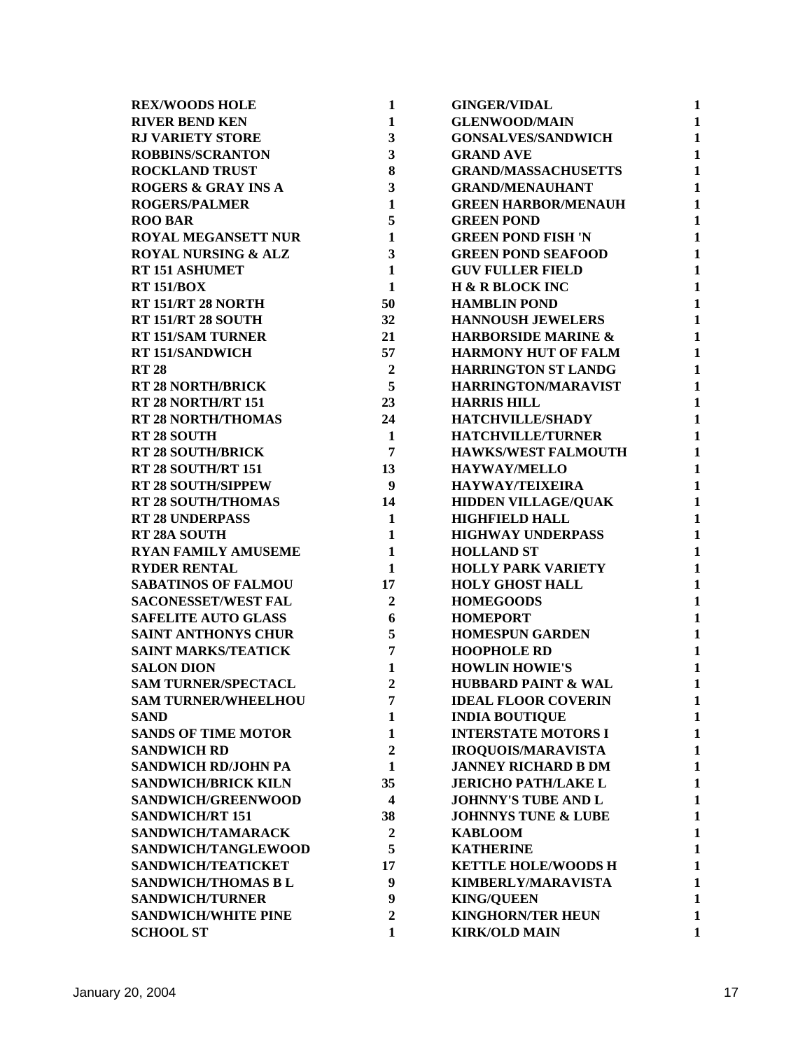| | |
|---|---|
| **REX/WOODS HOLE** | **1** |
| **RIVER BEND KEN** | **1** |
| **RJ VARIETY STORE** | **3** |
| **ROBBINS/SCRANTON** | **3** |
| **ROCKLAND TRUST** | **8** |
| **ROGERS & GRAY INS A** | **3** |
| **ROGERS/PALMER** | **1** |
| **ROO BAR** | **5** |
| **ROYAL MEGANSETT NUR** | **1** |
| **ROYAL NURSING & ALZ** | **3** |
| **RT 151 ASHUMET** | **1** |
| **RT 151/BOX** | **1** |
| **RT 151/RT 28 NORTH** | **50** |
| **RT 151/RT 28 SOUTH** | **32** |
| **RT 151/SAM TURNER** | **21** |
| **RT 151/SANDWICH** | **57** |
| **RT 28** | **2** |
| **RT 28 NORTH/BRICK** | **5** |
| **RT 28 NORTH/RT 151** | **23** |
| **RT 28 NORTH/THOMAS** | **24** |
| **RT 28 SOUTH** | **1** |
| **RT 28 SOUTH/BRICK** | **7** |
| **RT 28 SOUTH/RT 151** | **13** |
| **RT 28 SOUTH/SIPPEW** | **9** |
| **RT 28 SOUTH/THOMAS** | **14** |
| **RT 28 UNDERPASS** | **1** |
| **RT 28A SOUTH** | **1** |
| **RYAN FAMILY AMUSEME** | **1** |
| **RYDER RENTAL** | **1** |
| **SABATINOS OF FALMOU** | **17** |
| **SACONESSET/WEST FAL** | **2** |
| **SAFELITE AUTO GLASS** | **6** |
| **SAINT ANTHONYS CHUR** | **5** |
| **SAINT MARKS/TEATICK** | **7** |
| **SALON DION** | **1** |
| **SAM TURNER/SPECTACL** | **2** |
| **SAM TURNER/WHEELHOU** | **7** |
| **SAND** | **1** |
| **SANDS OF TIME MOTOR** | **1** |
| **SANDWICH RD** | **2** |
| **SANDWICH RD/JOHN PA** | **1** |
| **SANDWICH/BRICK KILN** | **35** |
| **SANDWICH/GREENWOOD** | **4** |
| **SANDWICH/RT 151** | **38** |
| **SANDWICH/TAMARACK** | **2** |
| **SANDWICH/TANGLEWOOD** | **5** |
| **SANDWICH/TEATICKET** | **17** |
| **SANDWICH/THOMAS B L** | **9** |
| **SANDWICH/TURNER** | **9** |
| **SANDWICH/WHITE PINE** | **2** |
| **SCHOOL ST** | **1** |
| **GINGER/VIDAL** | **1** |
| **GLENWOOD/MAIN** | **1** |
| **GONSALVES/SANDWICH** | **1** |
| **GRAND AVE** | **1** |
| **GRAND/MASSACHUSETTS** | **1** |
| **GRAND/MENAUHANT** | **1** |
| **GREEN HARBOR/MENAUH** | **1** |
| **GREEN POND** | **1** |
| **GREEN POND FISH 'N** | **1** |
| **GREEN POND SEAFOOD** | **1** |
| **GUV FULLER FIELD** | **1** |
| **H & R BLOCK INC** | **1** |
| **HAMBLIN POND** | **1** |
| **HANNOUSH JEWELERS** | **1** |
| **HARBORSIDE MARINE &** | **1** |
| **HARMONY HUT OF FALM** | **1** |
| **HARRINGTON ST LANDG** | **1** |
| **HARRINGTON/MARAVIST** | **1** |
| **HARRIS HILL** | **1** |
| **HATCHVILLE/SHADY** | **1** |
| **HATCHVILLE/TURNER** | **1** |
| **HAWKS/WEST FALMOUTH** | **1** |
| **HAYWAY/MELLO** | **1** |
| **HAYWAY/TEIXEIRA** | **1** |
| **HIDDEN VILLAGE/QUAK** | **1** |
| **HIGHFIELD HALL** | **1** |
| **HIGHWAY UNDERPASS** | **1** |
| **HOLLAND ST** | **1** |
| **HOLLY PARK VARIETY** | **1** |
| **HOLY GHOST HALL** | **1** |
| **HOMEGOODS** | **1** |
| **HOMEPORT** | **1** |
| **HOMESPUN GARDEN** | **1** |
| **HOOPHOLE RD** | **1** |
| **HOWLIN HOWIE'S** | **1** |
| **HUBBARD PAINT & WAL** | **1** |
| **IDEAL FLOOR COVERIN** | **1** |
| **INDIA BOUTIQUE** | **1** |
| **INTERSTATE MOTORS I** | **1** |
| **IROQUOIS/MARAVISTA** | **1** |
| **JANNEY RICHARD B DM** | **1** |
| **JERICHO PATH/LAKE L** | **1** |
| **JOHNNY'S TUBE AND L** | **1** |
| **JOHNNYS TUNE & LUBE** | **1** |
| **KABLOOM** | **1** |
| **KATHERINE** | **1** |
| **KETTLE HOLE/WOODS H** | **1** |
| **KIMBERLY/MARAVISTA** | **1** |
| **KING/QUEEN** | **1** |
| **KINGHORN/TER HEUN** | **1** |
| **KIRK/OLD MAIN** | **1** |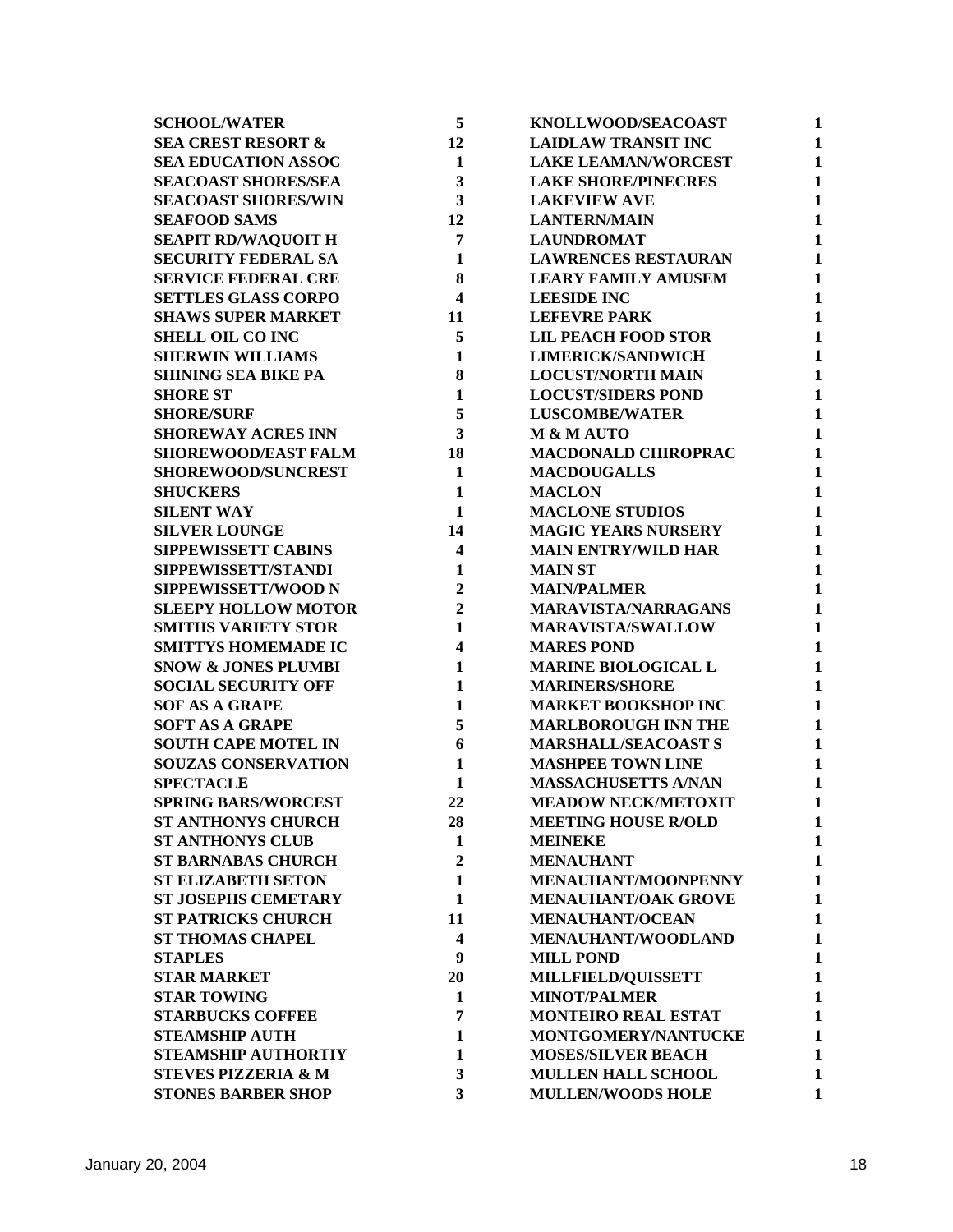| | | | |
|---|---|---|---|
| **SCHOOL/WATER** | **5** | **KNOLLWOOD/SEACOAST** | **1** |
| **SEA CREST RESORT &** | **12** | **LAIDLAW TRANSIT INC** | **1** |
| **SEA EDUCATION ASSOC** | **1** | **LAKE LEAMAN/WORCEST** | **1** |
| **SEACOAST SHORES/SEA** | **3** | **LAKE SHORE/PINECRES** | **1** |
| **SEACOAST SHORES/WIN** | **3** | **LAKEVIEW AVE** | **1** |
| **SEAFOOD SAMS** | **12** | **LANTERN/MAIN** | **1** |
| **SEAPIT RD/WAQUOIT H** | **7** | **LAUNDROMAT** | **1** |
| **SECURITY FEDERAL SA** | **1** | **LAWRENCES RESTAURAN** | **1** |
| **SERVICE FEDERAL CRE** | **8** | **LEARY FAMILY AMUSEM** | **1** |
| **SETTLES GLASS CORPO** | **4** | **LEESIDE INC** | **1** |
| **SHAWS SUPER MARKET** | **11** | **LEFEVRE PARK** | **1** |
| **SHELL OIL CO INC** | **5** | **LIL PEACH FOOD STOR** | **1** |
| **SHERWIN WILLIAMS** | **1** | **LIMERICK/SANDWICH** | **1** |
| **SHINING SEA BIKE PA** | **8** | **LOCUST/NORTH MAIN** | **1** |
| **SHORE ST** | **1** | **LOCUST/SIDERS POND** | **1** |
| **SHORE/SURF** | **5** | **LUSCOMBE/WATER** | **1** |
| **SHOREWAY ACRES INN** | **3** | **M & M AUTO** | **1** |
| **SHOREWOOD/EAST FALM** | **18** | **MACDONALD CHIROPRAC** | **1** |
| **SHOREWOOD/SUNCREST** | **1** | **MACDOUGALLS** | **1** |
| **SHUCKERS** | **1** | **MACLON** | **1** |
| **SILENT WAY** | **1** | **MACLONE STUDIOS** | **1** |
| **SILVER LOUNGE** | **14** | **MAGIC YEARS NURSERY** | **1** |
| **SIPPEWISSETT CABINS** | **4** | **MAIN ENTRY/WILD HAR** | **1** |
| **SIPPEWISSETT/STANDI** | **1** | **MAIN ST** | **1** |
| **SIPPEWISSETT/WOOD N** | **2** | **MAIN/PALMER** | **1** |
| **SLEEPY HOLLOW MOTOR** | **2** | **MARAVISTA/NARRAGANS** | **1** |
| **SMITHS VARIETY STOR** | **1** | **MARAVISTA/SWALLOW** | **1** |
| **SMITTYS HOMEMADE IC** | **4** | **MARES POND** | **1** |
| **SNOW & JONES PLUMBI** | **1** | **MARINE BIOLOGICAL L** | **1** |
| **SOCIAL SECURITY OFF** | **1** | **MARINERS/SHORE** | **1** |
| **SOF AS A GRAPE** | **1** | **MARKET BOOKSHOP INC** | **1** |
| **SOFT AS A GRAPE** | **5** | **MARLBOROUGH INN THE** | **1** |
| **SOUTH CAPE MOTEL IN** | **6** | **MARSHALL/SEACOAST S** | **1** |
| **SOUZAS CONSERVATION** | **1** | **MASHPEE TOWN LINE** | **1** |
| **SPECTACLE** | **1** | **MASSACHUSETTS A/NAN** | **1** |
| **SPRING BARS/WORCEST** | **22** | **MEADOW NECK/METOXIT** | **1** |
| **ST ANTHONYS CHURCH** | **28** | **MEETING HOUSE R/OLD** | **1** |
| **ST ANTHONYS CLUB** | **1** | **MEINEKE** | **1** |
| **ST BARNABAS CHURCH** | **2** | **MENAUHANT** | **1** |
| **ST ELIZABETH SETON** | **1** | **MENAUHANT/MOONPENNY** | **1** |
| **ST JOSEPHS CEMETARY** | **1** | **MENAUHANT/OAK GROVE** | **1** |
| **ST PATRICKS CHURCH** | **11** | **MENAUHANT/OCEAN** | **1** |
| **ST THOMAS CHAPEL** | **4** | **MENAUHANT/WOODLAND** | **1** |
| **STAPLES** | **9** | **MILL POND** | **1** |
| **STAR MARKET** | **20** | **MILLFIELD/QUISSETT** | **1** |
| **STAR TOWING** | **1** | **MINOT/PALMER** | **1** |
| **STARBUCKS COFFEE** | **7** | **MONTEIRO REAL ESTAT** | **1** |
| **STEAMSHIP AUTH** | **1** | **MONTGOMERY/NANTUCKE** | **1** |
| **STEAMSHIP AUTHORTIY** | **1** | **MOSES/SILVER BEACH** | **1** |
| **STEVES PIZZERIA & M** | **3** | **MULLEN HALL SCHOOL** | **1** |
| **STONES BARBER SHOP** | **3** | **MULLEN/WOODS HOLE** | **1** |

January 20, 2004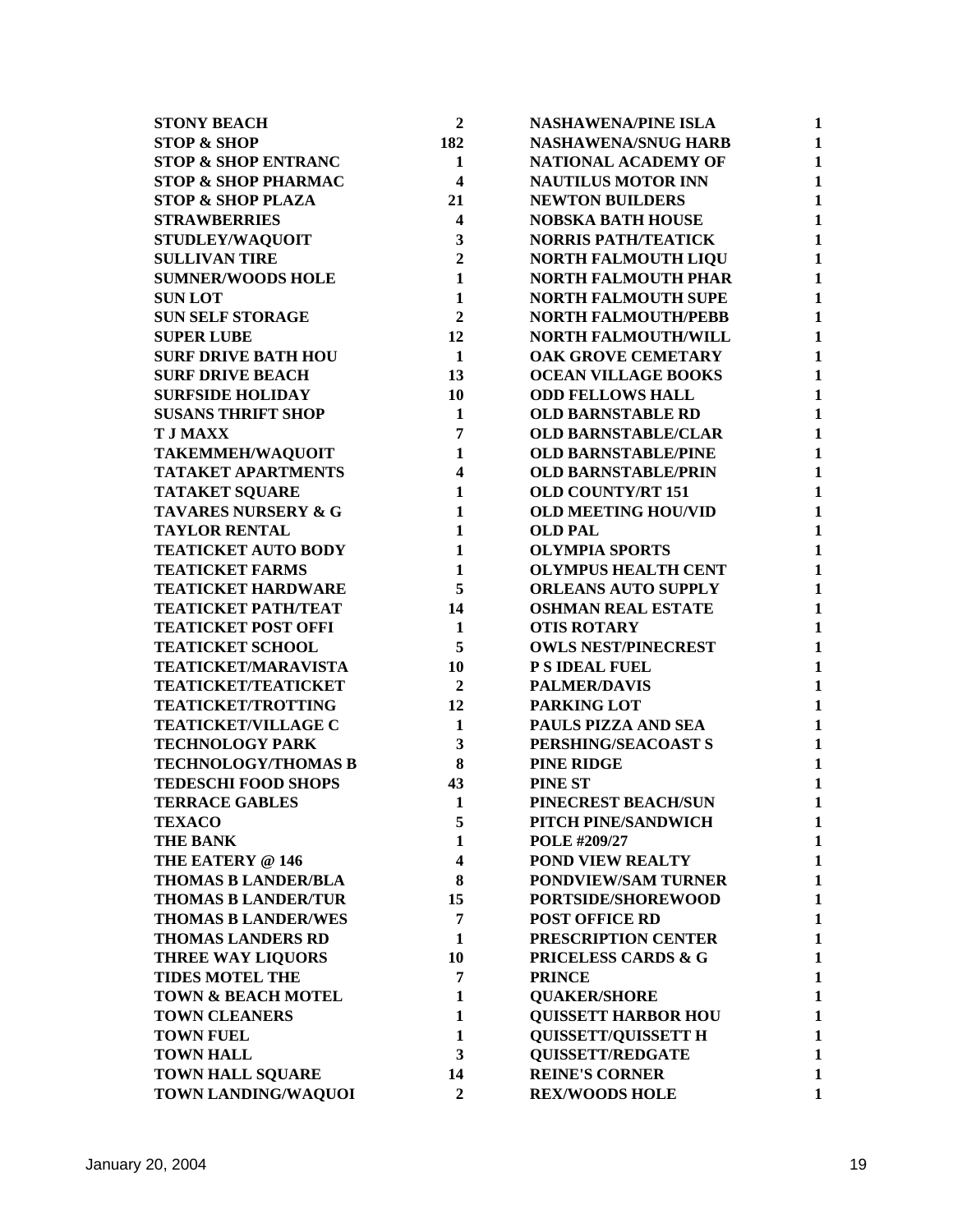| | |
|---|---|
| STONY BEACH | 2 |
| STOP & SHOP | 182 |
| STOP & SHOP ENTRANC | 1 |
| STOP & SHOP PHARMAC | 4 |
| STOP & SHOP PLAZA | 21 |
| STRAWBERRIES | 4 |
| STUDLEY/WAQUOIT | 3 |
| SULLIVAN TIRE | 2 |
| SUMNER/WOODS HOLE | 1 |
| SUN LOT | 1 |
| SUN SELF STORAGE | 2 |
| SUPER LUBE | 12 |
| SURF DRIVE BATH HOU | 1 |
| SURF DRIVE BEACH | 13 |
| SURFSIDE HOLIDAY | 10 |
| SUSANS THRIFT SHOP | 1 |
| T J MAXX | 7 |
| TAKEMMEH/WAQUOIT | 1 |
| TATAKET APARTMENTS | 4 |
| TATAKET SQUARE | 1 |
| TAVARES NURSERY & G | 1 |
| TAYLOR RENTAL | 1 |
| TEATICKET AUTO BODY | 1 |
| TEATICKET FARMS | 1 |
| TEATICKET HARDWARE | 5 |
| TEATICKET PATH/TEAT | 14 |
| TEATICKET POST OFFI | 1 |
| TEATICKET SCHOOL | 5 |
| TEATICKET/MARAVISTA | 10 |
| TEATICKET/TEATICKET | 2 |
| TEATICKET/TROTTING | 12 |
| TEATICKET/VILLAGE C | 1 |
| TECHNOLOGY PARK | 3 |
| TECHNOLOGY/THOMAS B | 8 |
| TEDESCHI FOOD SHOPS | 43 |
| TERRACE GABLES | 1 |
| TEXACO | 5 |
| THE BANK | 1 |
| THE EATERY @ 146 | 4 |
| THOMAS B LANDER/BLA | 8 |
| THOMAS B LANDER/TUR | 15 |
| THOMAS B LANDER/WES | 7 |
| THOMAS LANDERS RD | 1 |
| THREE WAY LIQUORS | 10 |
| TIDES MOTEL THE | 7 |
| TOWN & BEACH MOTEL | 1 |
| TOWN CLEANERS | 1 |
| TOWN FUEL | 1 |
| TOWN HALL | 3 |
| TOWN HALL SQUARE | 14 |
| TOWN LANDING/WAQUOI | 2 |
| NASHAWENA/PINE ISLA | 1 |
| NASHAWENA/SNUG HARB | 1 |
| NATIONAL ACADEMY OF | 1 |
| NAUTILUS MOTOR INN | 1 |
| NEWTON BUILDERS | 1 |
| NOBSKA BATH HOUSE | 1 |
| NORRIS PATH/TEATICK | 1 |
| NORTH FALMOUTH LIQU | 1 |
| NORTH FALMOUTH PHAR | 1 |
| NORTH FALMOUTH SUPE | 1 |
| NORTH FALMOUTH/PEBB | 1 |
| NORTH FALMOUTH/WILL | 1 |
| OAK GROVE CEMETARY | 1 |
| OCEAN VILLAGE BOOKS | 1 |
| ODD FELLOWS HALL | 1 |
| OLD BARNSTABLE RD | 1 |
| OLD BARNSTABLE/CLAR | 1 |
| OLD BARNSTABLE/PINE | 1 |
| OLD BARNSTABLE/PRIN | 1 |
| OLD COUNTY/RT 151 | 1 |
| OLD MEETING HOU/VID | 1 |
| OLD PAL | 1 |
| OLYMPIA SPORTS | 1 |
| OLYMPUS HEALTH CENT | 1 |
| ORLEANS AUTO SUPPLY | 1 |
| OSHMAN REAL ESTATE | 1 |
| OTIS ROTARY | 1 |
| OWLS NEST/PINECREST | 1 |
| P S IDEAL FUEL | 1 |
| PALMER/DAVIS | 1 |
| PARKING LOT | 1 |
| PAULS PIZZA AND SEA | 1 |
| PERSHING/SEACOAST S | 1 |
| PINE RIDGE | 1 |
| PINE ST | 1 |
| PINECREST BEACH/SUN | 1 |
| PITCH PINE/SANDWICH | 1 |
| POLE #209/27 | 1 |
| POND VIEW REALTY | 1 |
| PONDVIEW/SAM TURNER | 1 |
| PORTSIDE/SHOREWOOD | 1 |
| POST OFFICE RD | 1 |
| PRESCRIPTION CENTER | 1 |
| PRICELESS CARDS & G | 1 |
| PRINCE | 1 |
| QUAKER/SHORE | 1 |
| QUISSETT HARBOR HOU | 1 |
| QUISSETT/QUISSETT H | 1 |
| QUISSETT/REDGATE | 1 |
| REINE'S CORNER | 1 |
| REX/WOODS HOLE | 1 |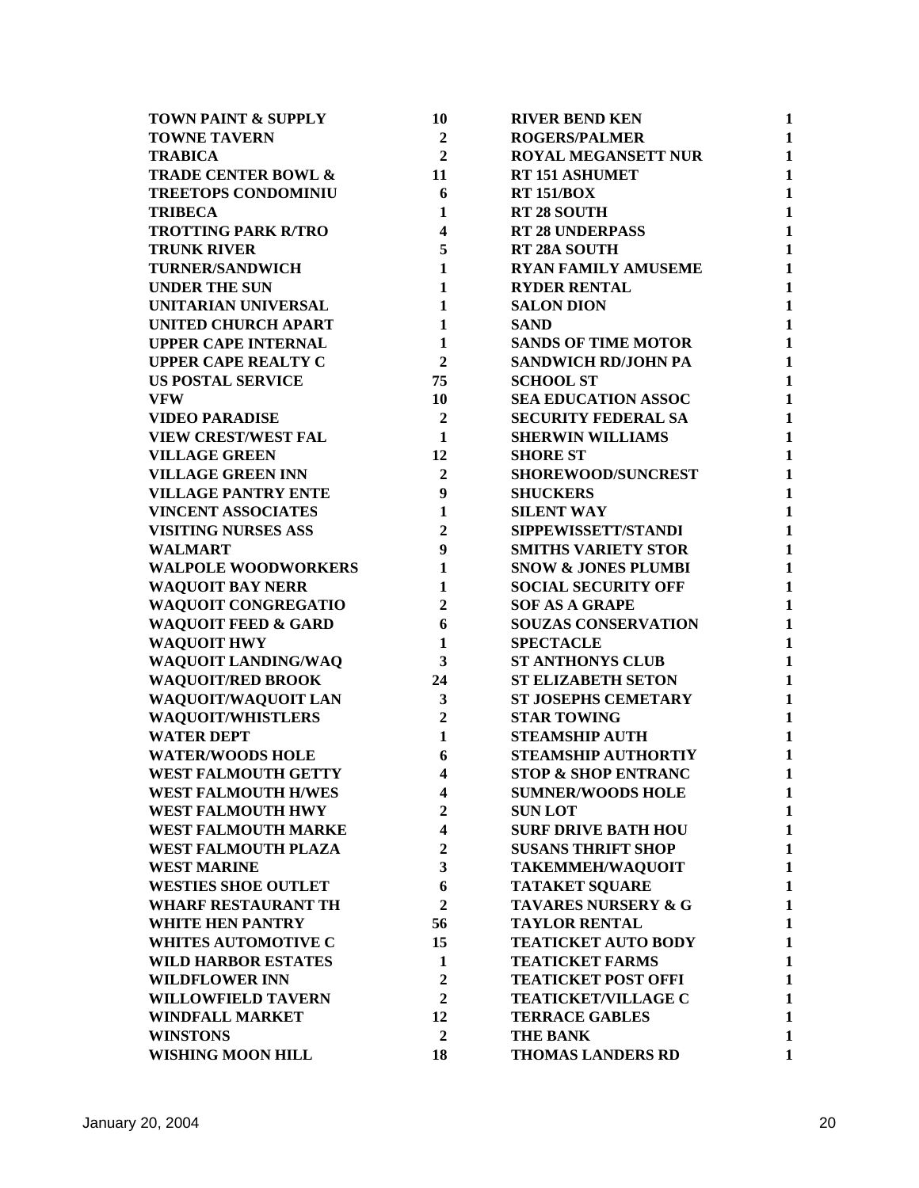| | | | |
|---|---|---|---|
| **TOWN PAINT & SUPPLY** | **10** | **RIVER BEND KEN** | **1** |
| **TOWNE TAVERN** | **2** | **ROGERS/PALMER** | **1** |
| **TRABICA** | **2** | **ROYAL MEGANSETT NUR** | **1** |
| **TRADE CENTER BOWL &** | **11** | **RT 151 ASHUMET** | **1** |
| **TREETOPS CONDOMINIU** | **6** | **RT 151/BOX** | **1** |
| **TRIBECA** | **1** | **RT 28 SOUTH** | **1** |
| **TROTTING PARK R/TRO** | **4** | **RT 28 UNDERPASS** | **1** |
| **TRUNK RIVER** | **5** | **RT 28A SOUTH** | **1** |
| **TURNER/SANDWICH** | **1** | **RYAN FAMILY AMUSEME** | **1** |
| **UNDER THE SUN** | **1** | **RYDER RENTAL** | **1** |
| **UNITARIAN UNIVERSAL** | **1** | **SALON DION** | **1** |
| **UNITED CHURCH APART** | **1** | **SAND** | **1** |
| **UPPER CAPE INTERNAL** | **1** | **SANDS OF TIME MOTOR** | **1** |
| **UPPER CAPE REALTY C** | **2** | **SANDWICH RD/JOHN PA** | **1** |
| **US POSTAL SERVICE** | **75** | **SCHOOL ST** | **1** |
| **VFW** | **10** | **SEA EDUCATION ASSOC** | **1** |
| **VIDEO PARADISE** | **2** | **SECURITY FEDERAL SA** | **1** |
| **VIEW CREST/WEST FAL** | **1** | **SHERWIN WILLIAMS** | **1** |
| **VILLAGE GREEN** | **12** | **SHORE ST** | **1** |
| **VILLAGE GREEN INN** | **2** | **SHOREWOOD/SUNCREST** | **1** |
| **VILLAGE PANTRY ENTE** | **9** | **SHUCKERS** | **1** |
| **VINCENT ASSOCIATES** | **1** | **SILENT WAY** | **1** |
| **VISITING NURSES ASS** | **2** | **SIPPEWISSETT/STANDI** | **1** |
| **WALMART** | **9** | **SMITHS VARIETY STOR** | **1** |
| **WALPOLE WOODWORKERS** | **1** | **SNOW & JONES PLUMBI** | **1** |
| **WAQUOIT BAY NERR** | **1** | **SOCIAL SECURITY OFF** | **1** |
| **WAQUOIT CONGREGATIO** | **2** | **SOF AS A GRAPE** | **1** |
| **WAQUOIT FEED & GARD** | **6** | **SOUZAS CONSERVATION** | **1** |
| **WAQUOIT HWY** | **1** | **SPECTACLE** | **1** |
| **WAQUOIT LANDING/WAQ** | **3** | **ST ANTHONYS CLUB** | **1** |
| **WAQUOIT/RED BROOK** | **24** | **ST ELIZABETH SETON** | **1** |
| **WAQUOIT/WAQUOIT LAN** | **3** | **ST JOSEPHS CEMETARY** | **1** |
| **WAQUOIT/WHISTLERS** | **2** | **STAR TOWING** | **1** |
| **WATER DEPT** | **1** | **STEAMSHIP AUTH** | **1** |
| **WATER/WOODS HOLE** | **6** | **STEAMSHIP AUTHORTIY** | **1** |
| **WEST FALMOUTH GETTY** | **4** | **STOP & SHOP ENTRANC** | **1** |
| **WEST FALMOUTH H/WES** | **4** | **SUMNER/WOODS HOLE** | **1** |
| **WEST FALMOUTH HWY** | **2** | **SUN LOT** | **1** |
| **WEST FALMOUTH MARKE** | **4** | **SURF DRIVE BATH HOU** | **1** |
| **WEST FALMOUTH PLAZA** | **2** | **SUSANS THRIFT SHOP** | **1** |
| **WEST MARINE** | **3** | **TAKEMMEH/WAQUOIT** | **1** |
| **WESTIES SHOE OUTLET** | **6** | **TATAKET SQUARE** | **1** |
| **WHARF RESTAURANT TH** | **2** | **TAVARES NURSERY & G** | **1** |
| **WHITE HEN PANTRY** | **56** | **TAYLOR RENTAL** | **1** |
| **WHITES AUTOMOTIVE C** | **15** | **TEATICKET AUTO BODY** | **1** |
| **WILD HARBOR ESTATES** | **1** | **TEATICKET FARMS** | **1** |
| **WILDFLOWER INN** | **2** | **TEATICKET POST OFFI** | **1** |
| **WILLOWFIELD TAVERN** | **2** | **TEATICKET/VILLAGE C** | **1** |
| **WINDFALL MARKET** | **12** | **TERRACE GABLES** | **1** |
| **WINSTONS** | **2** | **THE BANK** | **1** |
| **WISHING MOON HILL** | **18** | **THOMAS LANDERS RD** | **1** |

January 20, 2004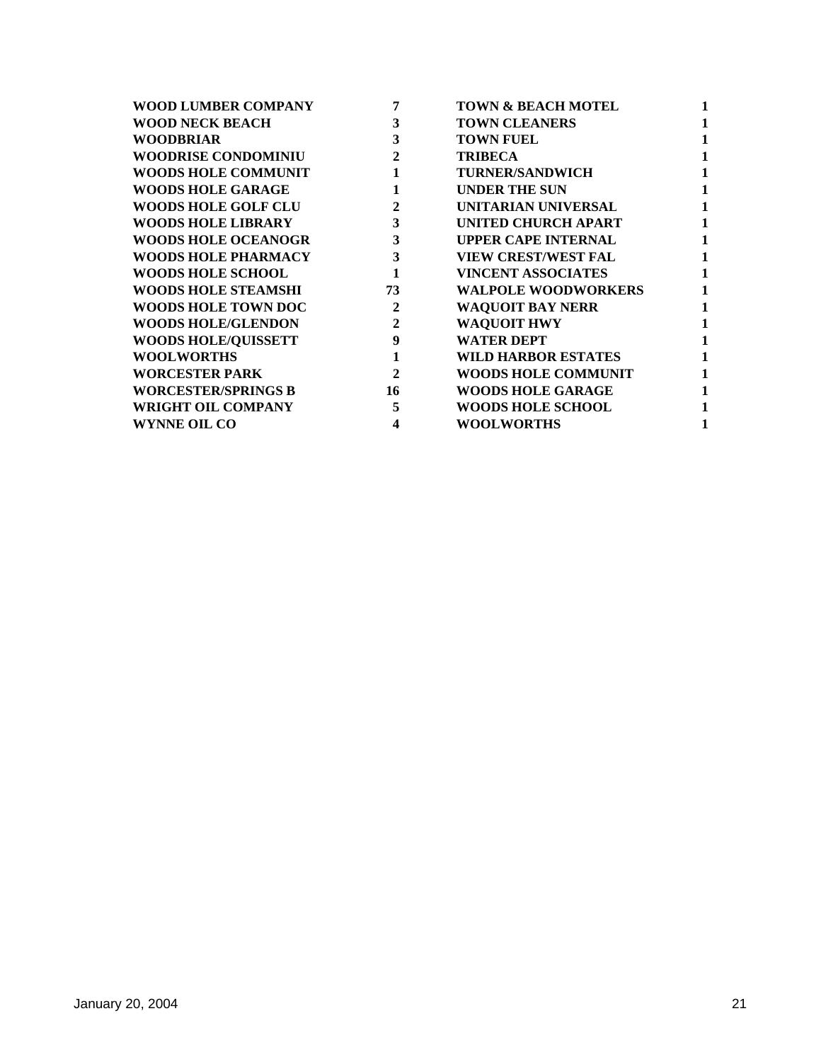| | | | |
|---|---|---|---|
| **WOOD LUMBER COMPANY** | **7** | **TOWN & BEACH MOTEL** | **1** |
| **WOOD NECK BEACH** | **3** | **TOWN CLEANERS** | **1** |
| **WOODBRIAR** | **3** | **TOWN FUEL** | **1** |
| **WOODRISE CONDOMINIU** | **2** | **TRIBECA** | **1** |
| **WOODS HOLE COMMUNIT** | **1** | **TURNER/SANDWICH** | **1** |
| **WOODS HOLE GARAGE** | **1** | **UNDER THE SUN** | **1** |
| **WOODS HOLE GOLF CLU** | **2** | **UNITARIAN UNIVERSAL** | **1** |
| **WOODS HOLE LIBRARY** | **3** | **UNITED CHURCH APART** | **1** |
| **WOODS HOLE OCEANOGR** | **3** | **UPPER CAPE INTERNAL** | **1** |
| **WOODS HOLE PHARMACY** | **3** | **VIEW CREST/WEST FAL** | **1** |
| **WOODS HOLE SCHOOL** | **1** | **VINCENT ASSOCIATES** | **1** |
| **WOODS HOLE STEAMSHI** | **73** | **WALPOLE WOODWORKERS** | **1** |
| **WOODS HOLE TOWN DOC** | **2** | **WAQUOIT BAY NERR** | **1** |
| **WOODS HOLE/GLENDON** | **2** | **WAQUOIT HWY** | **1** |
| **WOODS HOLE/QUISSETT** | **9** | **WATER DEPT** | **1** |
| **WOOLWORTHS** | **1** | **WILD HARBOR ESTATES** | **1** |
| **WORCESTER PARK** | **2** | **WOODS HOLE COMMUNIT** | **1** |
| **WORCESTER/SPRINGS B** | **16** | **WOODS HOLE GARAGE** | **1** |
| **WRIGHT OIL COMPANY** | **5** | **WOODS HOLE SCHOOL** | **1** |
| **WYNNE OIL CO** | **4** | **WOOLWORTHS** | **1** |